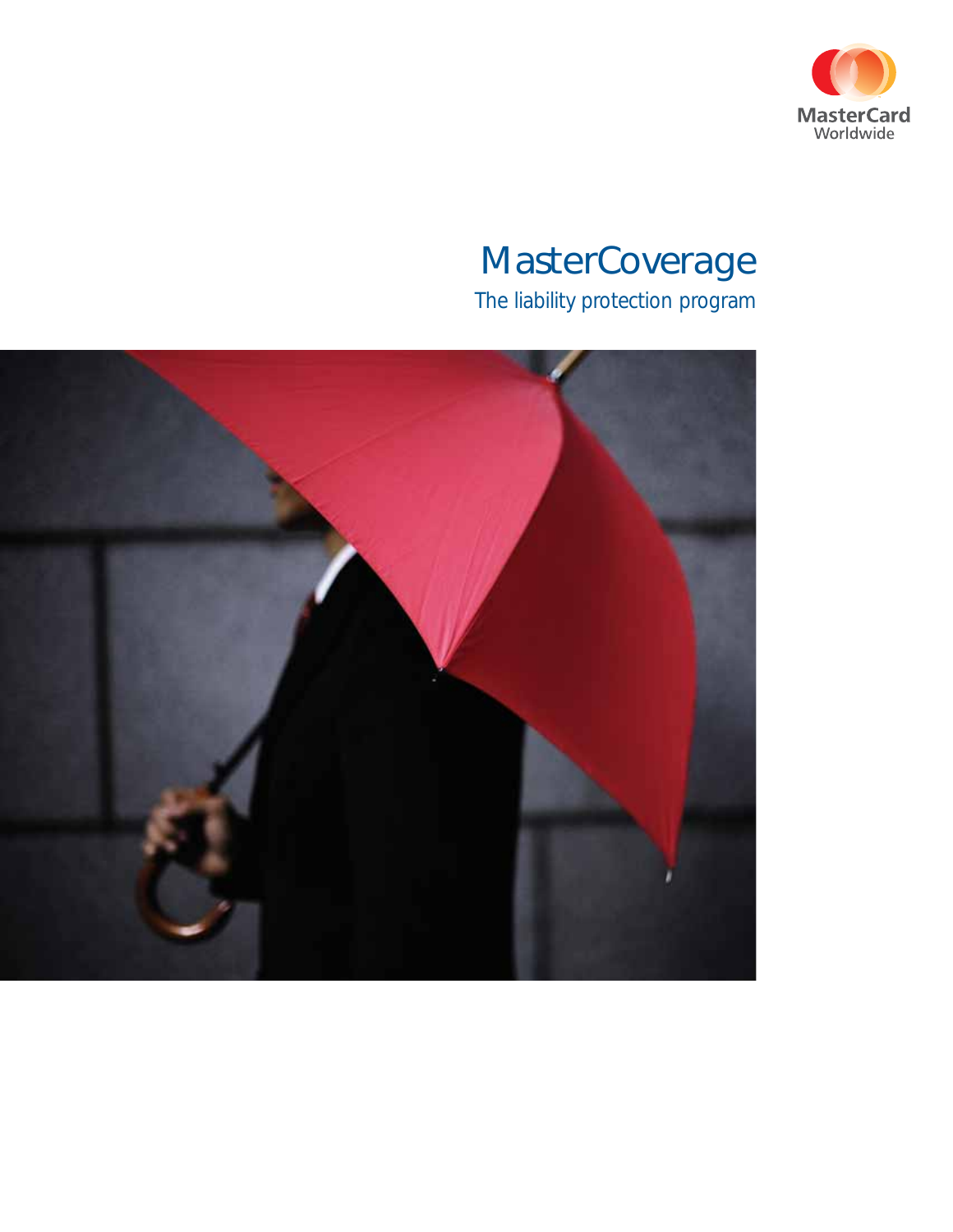MasterCard Worldwide

# MasterCoverage

The liability protection program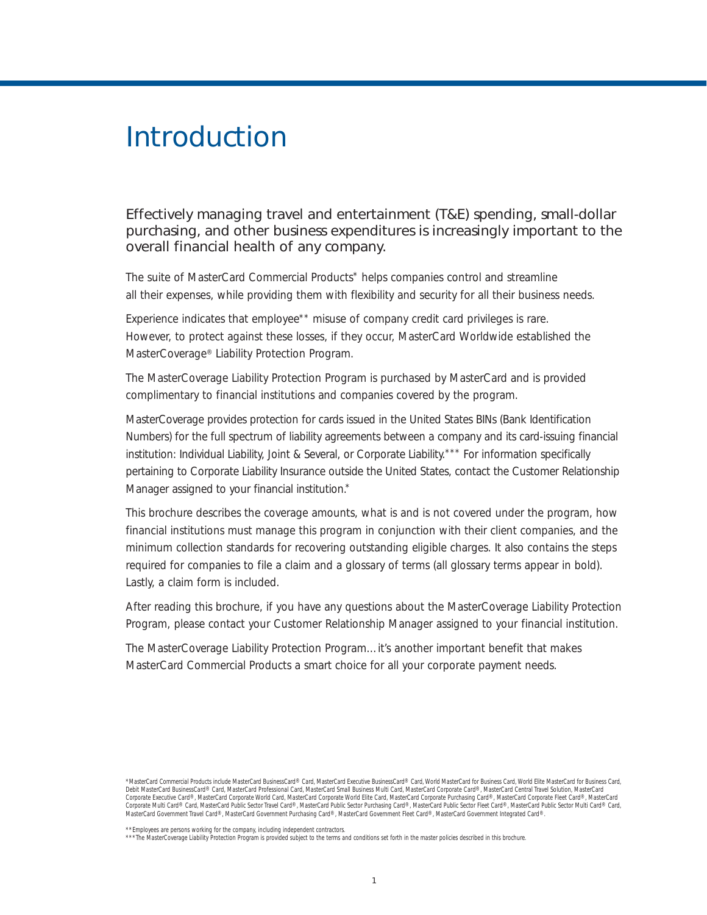# Introduction

Effectively managing travel and entertainment (T&E) spending, small-dollar purchasing, and other business expenditures is increasingly important to the overall financial health of any company.

The suite of MasterCard Commercial Products* helps companies control and streamline all their expenses, while providing them with flexibility and security for all their business needs.

Experience indicates that employee** misuse of company credit card privileges is rare. However, to protect against these losses, if they occur, MasterCard Worldwide established the MasterCoverage® Liability Protection Program.

The MasterCoverage Liability Protection Program is purchased by MasterCard and is provided complimentary to financial institutions and companies covered by the program.

MasterCoverage provides protection for cards issued in the United States BINs (Bank Identification Numbers) for the full spectrum of liability agreements between a company and its card-issuing financial institution: Individual Liability, Joint & Several, or Corporate Liability.*** For information specifically pertaining to Corporate Liability Insurance outside the United States, contact the Customer Relationship Manager assigned to your financial institution.*

This brochure describes the coverage amounts, what is and is not covered under the program, how financial institutions must manage this program in conjunction with their client companies, and the minimum collection standards for recovering outstanding eligible charges. It also contains the steps required for companies to file a claim and a glossary of terms (all glossary terms appear in bold). Lastly, a claim form is included.

After reading this brochure, if you have any questions about the MasterCoverage Liability Protection Program, please contact your Customer Relationship Manager assigned to your financial institution.

The MasterCoverage Liability Protection Program…it's another important benefit that makes MasterCard Commercial Products a smart choice for all your corporate payment needs.

*MasterCard Commercial Products include MasterCard BusinessCard® Card, MasterCard Executive BusinessCard® Card, World MasterCard for Business Card, World Elite MasterCard for Business Card, Debit MasterCard BusinessCard® Card, MasterCard Professional Card, MasterCard Small Business Multi Card, MasterCard Corporate Card®, MasterCard Central Travel Solution, MasterCard Corporate Executive Card®, MasterCard Corporate World Card, MasterCard Corporate World Elite Card, MasterCard Corporate Purchasing Card®, MasterCard Corporate Fleet Card®, MasterCard Corporate Multi Card® Card, MasterCard Public Sector Travel Card®, MasterCard Public Sector Purchasing Card®, MasterCard Public Sector Fleet Card®, MasterCard Public Sector Multi Card® Card, MasterCard Government Travel Card®, MasterCard Government Purchasing Card®, MasterCard Government Fleet Card®, MasterCard Government Integrated Card®.

**Employees are persons working for the company, including independent contractors.

***The MasterCoverage Liability Protection Program is provided subject to the terms and conditions set forth in the master policies described in this brochure.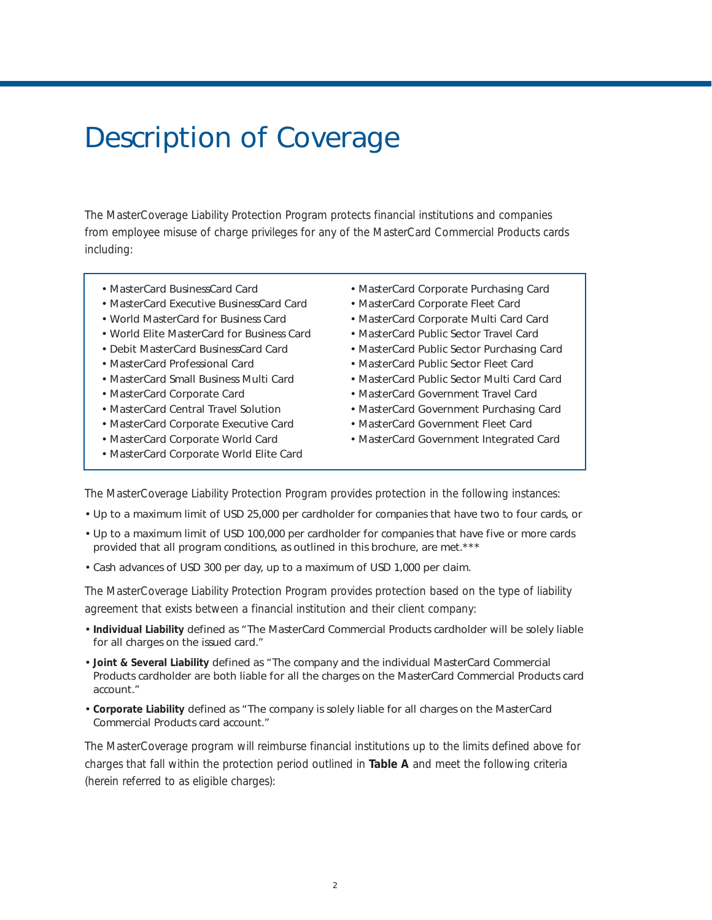# Description of Coverage

The MasterCoverage Liability Protection Program protects financial institutions and companies from employee misuse of charge privileges for any of the MasterCard Commercial Products cards including:

- MasterCard BusinessCard Card
- MasterCard Executive BusinessCard Card
- World MasterCard for Business Card
- World Elite MasterCard for Business Card
- Debit MasterCard BusinessCard Card
- MasterCard Professional Card
- MasterCard Small Business Multi Card
- MasterCard Corporate Card
- MasterCard Central Travel Solution
- MasterCard Corporate Executive Card
- MasterCard Corporate World Card
- MasterCard Corporate World Elite Card
- MasterCard Corporate Purchasing Card
- MasterCard Corporate Fleet Card
- MasterCard Corporate Multi Card Card
- MasterCard Public Sector Travel Card
- MasterCard Public Sector Purchasing Card
- MasterCard Public Sector Fleet Card
- MasterCard Public Sector Multi Card Card
- MasterCard Government Travel Card
- MasterCard Government Purchasing Card
- MasterCard Government Fleet Card
- MasterCard Government Integrated Card

The MasterCoverage Liability Protection Program provides protection in the following instances:

- Up to a maximum limit of USD 25,000 per cardholder for companies that have two to four cards, or
- Up to a maximum limit of USD 100,000 per cardholder for companies that have five or more cards provided that all program conditions, as outlined in this brochure, are met.***
- Cash advances of USD 300 per day, up to a maximum of USD 1,000 per claim.

The MasterCoverage Liability Protection Program provides protection based on the type of liability agreement that exists between a financial institution and their client company:

- **Individual Liability** defined as "The MasterCard Commercial Products cardholder will be solely liable for all charges on the issued card."
- **Joint & Several Liability** defined as "The company and the individual MasterCard Commercial Products cardholder are both liable for all the charges on the MasterCard Commercial Products card account."
- **Corporate Liability** defined as "The company is solely liable for all charges on the MasterCard Commercial Products card account."

The MasterCoverage program will reimburse financial institutions up to the limits defined above for charges that fall within the protection period outlined in **Table A** and meet the following criteria (herein referred to as eligible charges):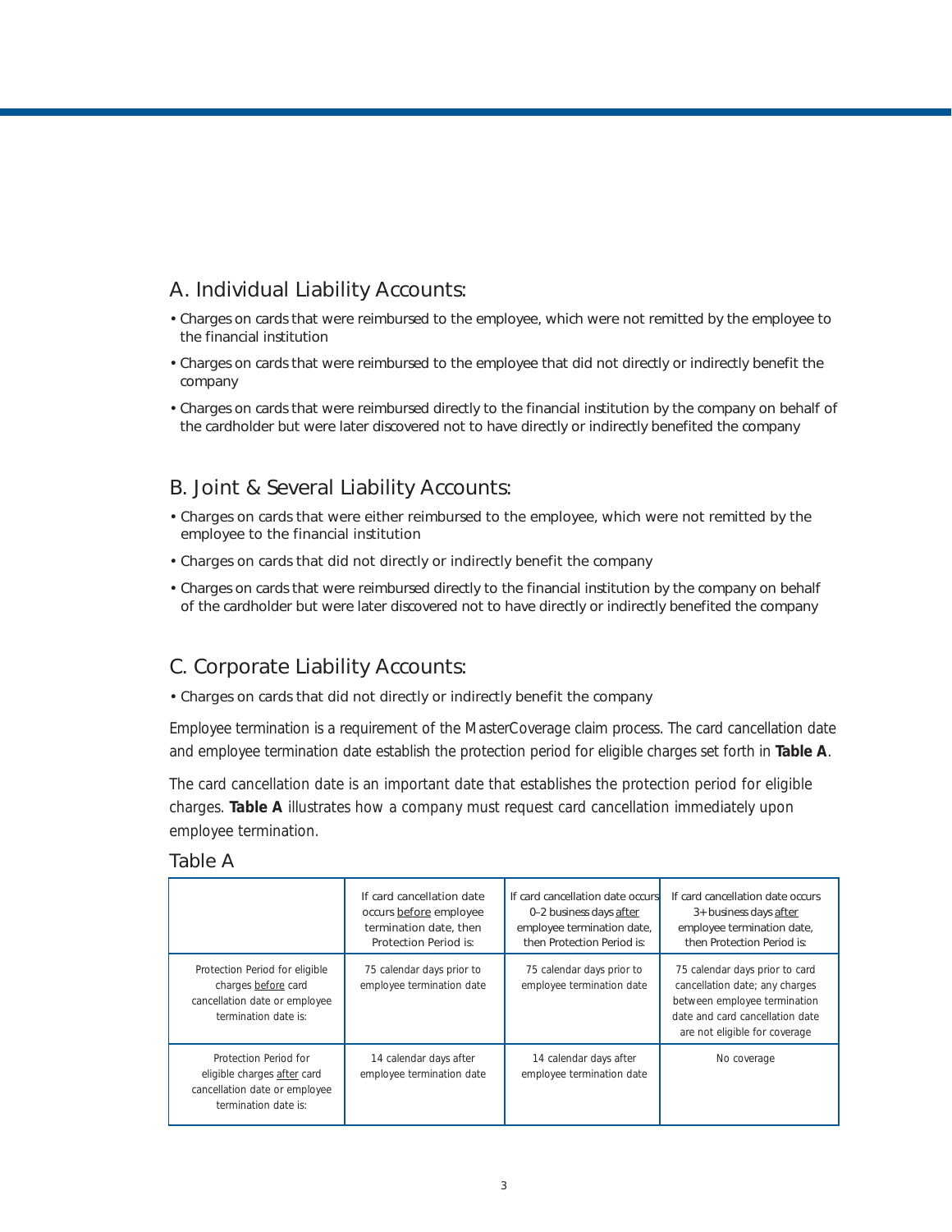## A. Individual Liability Accounts:

- Charges on cards that were reimbursed to the employee, which were not remitted by the employee to the financial institution
- Charges on cards that were reimbursed to the employee that did not directly or indirectly benefit the company
- Charges on cards that were reimbursed directly to the financial institution by the company on behalf of the cardholder but were later discovered not to have directly or indirectly benefited the company

## B. Joint & Several Liability Accounts:

- Charges on cards that were either reimbursed to the employee, which were not remitted by the employee to the financial institution
- Charges on cards that did not directly or indirectly benefit the company
- Charges on cards that were reimbursed directly to the financial institution by the company on behalf of the cardholder but were later discovered not to have directly or indirectly benefited the company

## C. Corporate Liability Accounts:

- Charges on cards that did not directly or indirectly benefit the company

Employee termination is a requirement of the MasterCoverage claim process. The card cancellation date and employee termination date establish the protection period for eligible charges set forth in **Table A**.

The card cancellation date is an important date that establishes the protection period for eligible charges. **Table A** illustrates how a company must request card cancellation immediately upon employee termination.

### Table A

| | If card cancellation date occurs before employee termination date, then Protection Period is: | If card cancellation date occurs 0–2 business days after employee termination date, then Protection Period is: | If card cancellation date occurs 3+ business days after employee termination date, then Protection Period is: |
|---|---|---|---|
| Protection Period for eligible charges before card cancellation date or employee termination date is: | 75 calendar days prior to employee termination date | 75 calendar days prior to employee termination date | 75 calendar days prior to card cancellation date; any charges between employee termination date and card cancellation date are not eligible for coverage |
| Protection Period for eligible charges after card cancellation date or employee termination date is: | 14 calendar days after employee termination date | 14 calendar days after employee termination date | No coverage |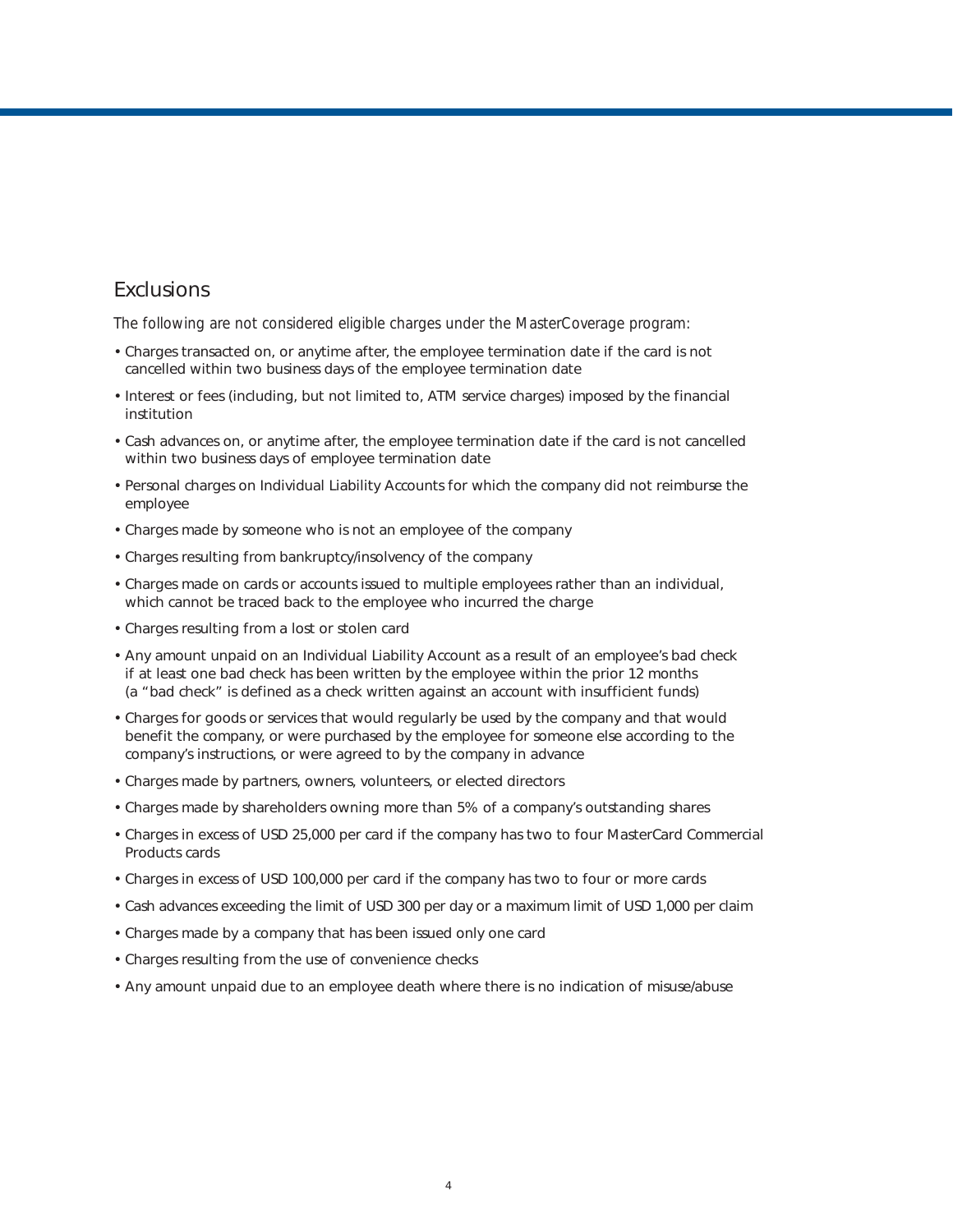## Exclusions

*The following are not considered eligible charges under the MasterCoverage program:*

- Charges transacted on, or anytime after, the employee termination date if the card is not cancelled within two business days of the employee termination date
- Interest or fees (including, but not limited to, ATM service charges) imposed by the financial institution
- Cash advances on, or anytime after, the employee termination date if the card is not cancelled within two business days of employee termination date
- Personal charges on Individual Liability Accounts for which the company did not reimburse the employee
- Charges made by someone who is not an employee of the company
- Charges resulting from bankruptcy/insolvency of the company
- Charges made on cards or accounts issued to multiple employees rather than an individual, which cannot be traced back to the employee who incurred the charge
- Charges resulting from a lost or stolen card
- Any amount unpaid on an Individual Liability Account as a result of an employee's bad check if at least one bad check has been written by the employee within the prior 12 months (a "bad check" is defined as a check written against an account with insufficient funds)
- Charges for goods or services that would regularly be used by the company and that would benefit the company, or were purchased by the employee for someone else according to the company's instructions, or were agreed to by the company in advance
- Charges made by partners, owners, volunteers, or elected directors
- Charges made by shareholders owning more than 5% of a company's outstanding shares
- Charges in excess of USD 25,000 per card if the company has two to four MasterCard Commercial Products cards
- Charges in excess of USD 100,000 per card if the company has two to four or more cards
- Cash advances exceeding the limit of USD 300 per day or a maximum limit of USD 1,000 per claim
- Charges made by a company that has been issued only one card
- Charges resulting from the use of convenience checks
- Any amount unpaid due to an employee death where there is no indication of misuse/abuse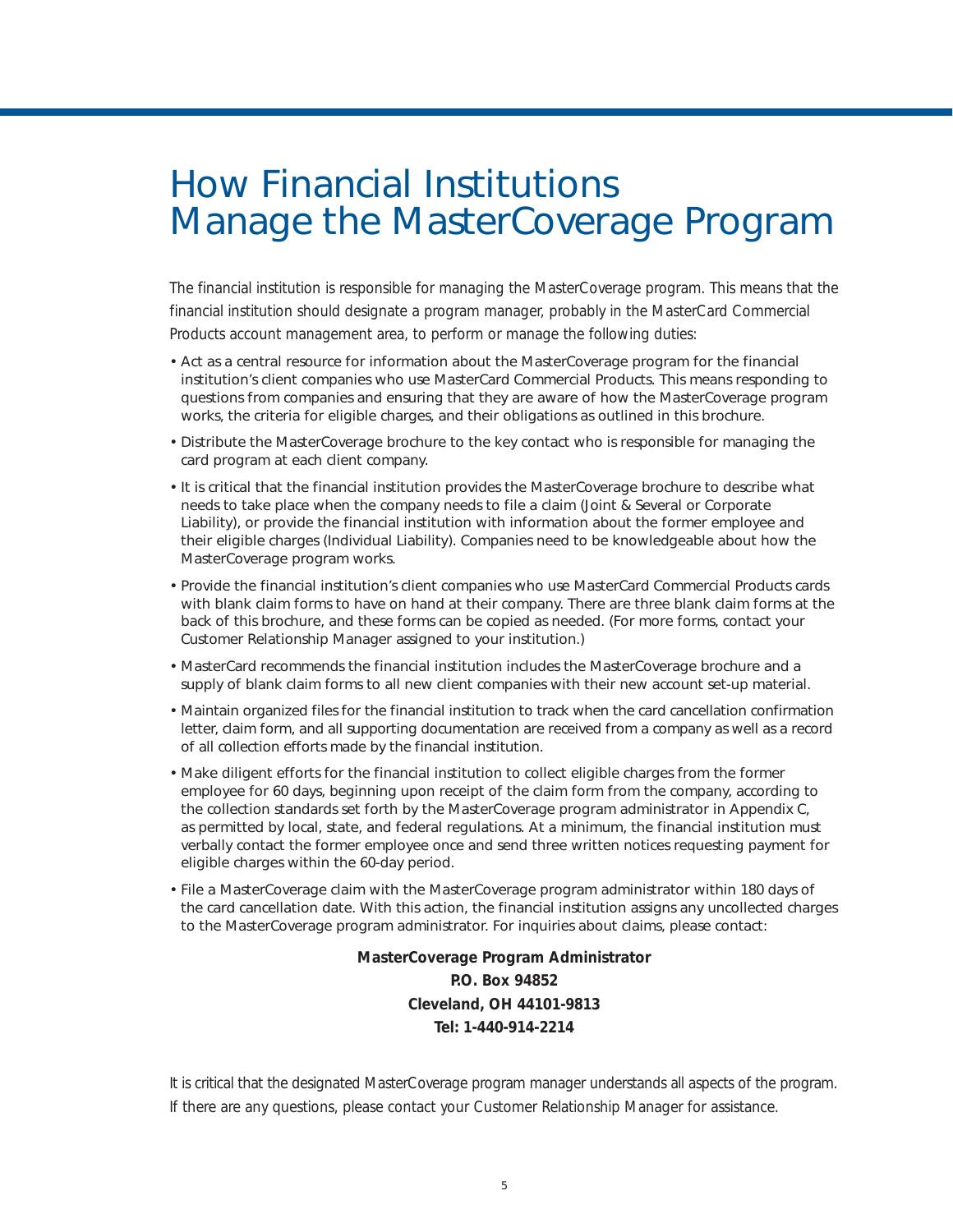# How Financial Institutions Manage the MasterCoverage Program

*The financial institution is responsible for managing the MasterCoverage program. This means that the financial institution should designate a program manager, probably in the MasterCard Commercial Products account management area, to perform or manage the following duties:*

- Act as a central resource for information about the MasterCoverage program for the financial institution's client companies who use MasterCard Commercial Products. This means responding to questions from companies and ensuring that they are aware of how the MasterCoverage program works, the criteria for eligible charges, and their obligations as outlined in this brochure.
- Distribute the MasterCoverage brochure to the key contact who is responsible for managing the card program at each client company.
- It is critical that the financial institution provides the MasterCoverage brochure to describe what needs to take place when the company needs to file a claim (Joint & Several or Corporate Liability), or provide the financial institution with information about the former employee and their eligible charges (Individual Liability). Companies need to be knowledgeable about how the MasterCoverage program works.
- Provide the financial institution's client companies who use MasterCard Commercial Products cards with blank claim forms to have on hand at their company. There are three blank claim forms at the back of this brochure, and these forms can be copied as needed. (For more forms, contact your Customer Relationship Manager assigned to your institution.)
- MasterCard recommends the financial institution includes the MasterCoverage brochure and a supply of blank claim forms to all new client companies with their new account set-up material.
- Maintain organized files for the financial institution to track when the card cancellation confirmation letter, claim form, and all supporting documentation are received from a company as well as a record of all collection efforts made by the financial institution.
- Make diligent efforts for the financial institution to collect eligible charges from the former employee for 60 days, beginning upon receipt of the claim form from the company, according to the collection standards set forth by the MasterCoverage program administrator in Appendix C, as permitted by local, state, and federal regulations. At a minimum, the financial institution must verbally contact the former employee once and send three written notices requesting payment for eligible charges within the 60-day period.
- File a MasterCoverage claim with the MasterCoverage program administrator within 180 days of the card cancellation date. With this action, the financial institution assigns any uncollected charges to the MasterCoverage program administrator. For inquiries about claims, please contact:

**MasterCoverage Program Administrator**
**P.O. Box 94852**
**Cleveland, OH 44101-9813**
**Tel: 1-440-914-2214**

It is critical that the designated MasterCoverage program manager understands all aspects of the program. If there are any questions, please contact your Customer Relationship Manager for assistance.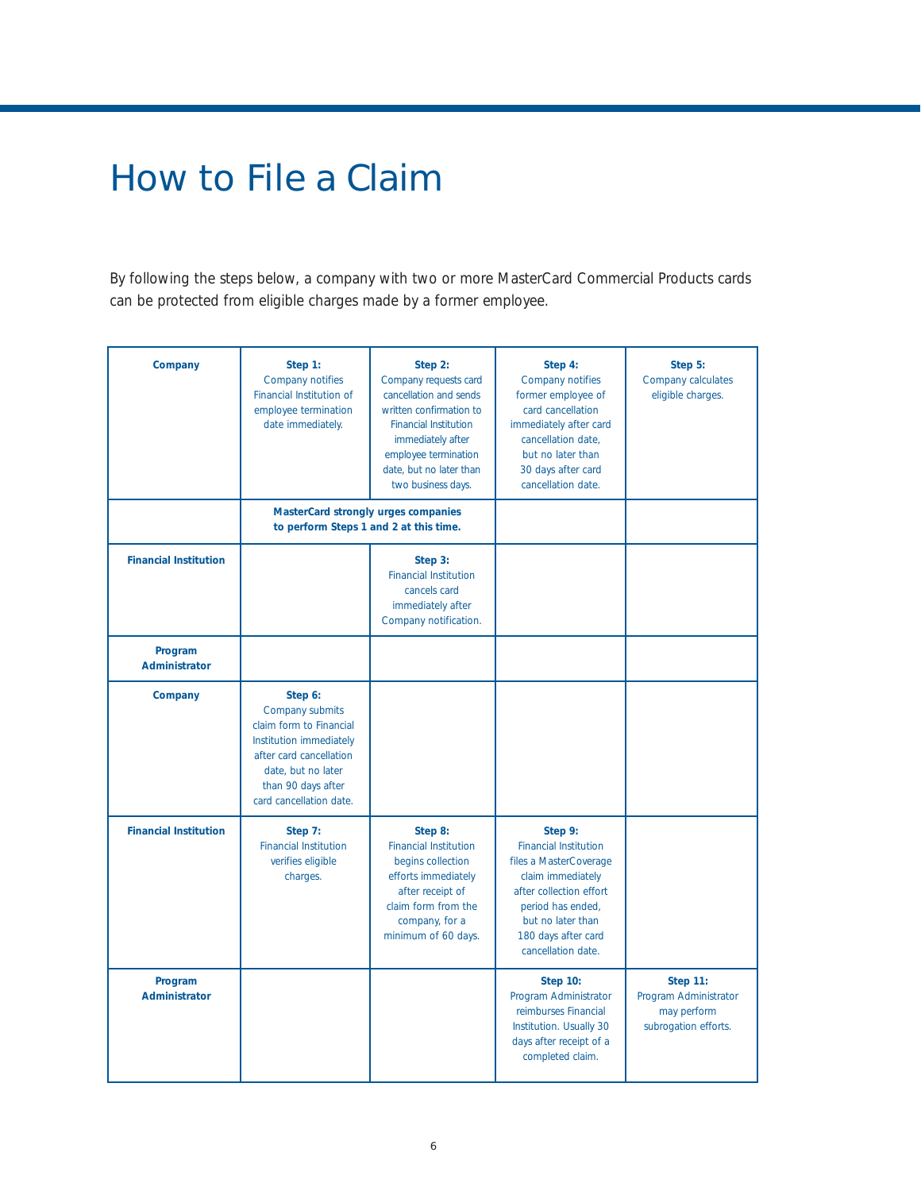# How to File a Claim

By following the steps below, a company with two or more MasterCard Commercial Products cards can be protected from eligible charges made by a former employee.

| | | | | |
|---|---|---|---|---|
| **Company** | **Step 1:** Company notifies Financial Institution of employee termination date immediately. | **Step 2:** Company requests card cancellation and sends written confirmation to Financial Institution immediately after employee termination date, but no later than two business days. | **Step 4:** Company notifies former employee of card cancellation immediately after card cancellation date, but no later than 30 days after card cancellation date. | **Step 5:** Company calculates eligible charges. |
| | **MasterCard strongly urges companies to perform Steps 1 and 2 at this time.** | | | |
| **Financial Institution** | | **Step 3:** Financial Institution cancels card immediately after Company notification. | | |
| **Program Administrator** | | | | |
| **Company** | **Step 6:** Company submits claim form to Financial Institution immediately after card cancellation date, but no later than 90 days after card cancellation date. | | | |
| **Financial Institution** | **Step 7:** Financial Institution verifies eligible charges. | **Step 8:** Financial Institution begins collection efforts immediately after receipt of claim form from the company, for a minimum of 60 days. | **Step 9:** Financial Institution files a MasterCoverage claim immediately after collection effort period has ended, but no later than 180 days after card cancellation date. | |
| **Program Administrator** | | | **Step 10:** Program Administrator reimburses Financial Institution. Usually 30 days after receipt of a completed claim. | **Step 11:** Program Administrator may perform subrogation efforts. |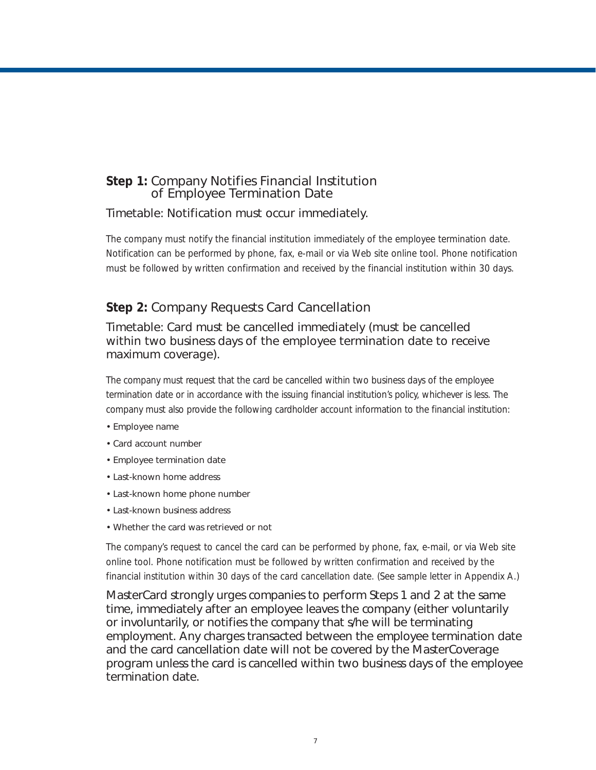## **Step 1:** Company Notifies Financial Institution of Employee Termination Date

Timetable: Notification must occur immediately.

The company must notify the financial institution immediately of the employee termination date. Notification can be performed by phone, fax, e-mail or via Web site online tool. Phone notification must be followed by written confirmation and received by the financial institution within 30 days.

## **Step 2:** Company Requests Card Cancellation

Timetable: Card must be cancelled immediately (must be cancelled within two business days of the employee termination date to receive maximum coverage).

The company must request that the card be cancelled within two business days of the employee termination date or in accordance with the issuing financial institution's policy, whichever is less. The company must also provide the following cardholder account information to the financial institution:

- Employee name
- Card account number
- Employee termination date
- Last-known home address
- Last-known home phone number
- Last-known business address
- Whether the card was retrieved or not

The company's request to cancel the card can be performed by phone, fax, e-mail, or via Web site online tool. Phone notification must be followed by written confirmation and received by the financial institution within 30 days of the card cancellation date. (See sample letter in Appendix A.)

MasterCard strongly urges companies to perform Steps 1 and 2 at the same time, immediately after an employee leaves the company (either voluntarily or involuntarily, or notifies the company that s/he will be terminating employment. Any charges transacted between the employee termination date and the card cancellation date will not be covered by the MasterCoverage program unless the card is cancelled within two business days of the employee termination date.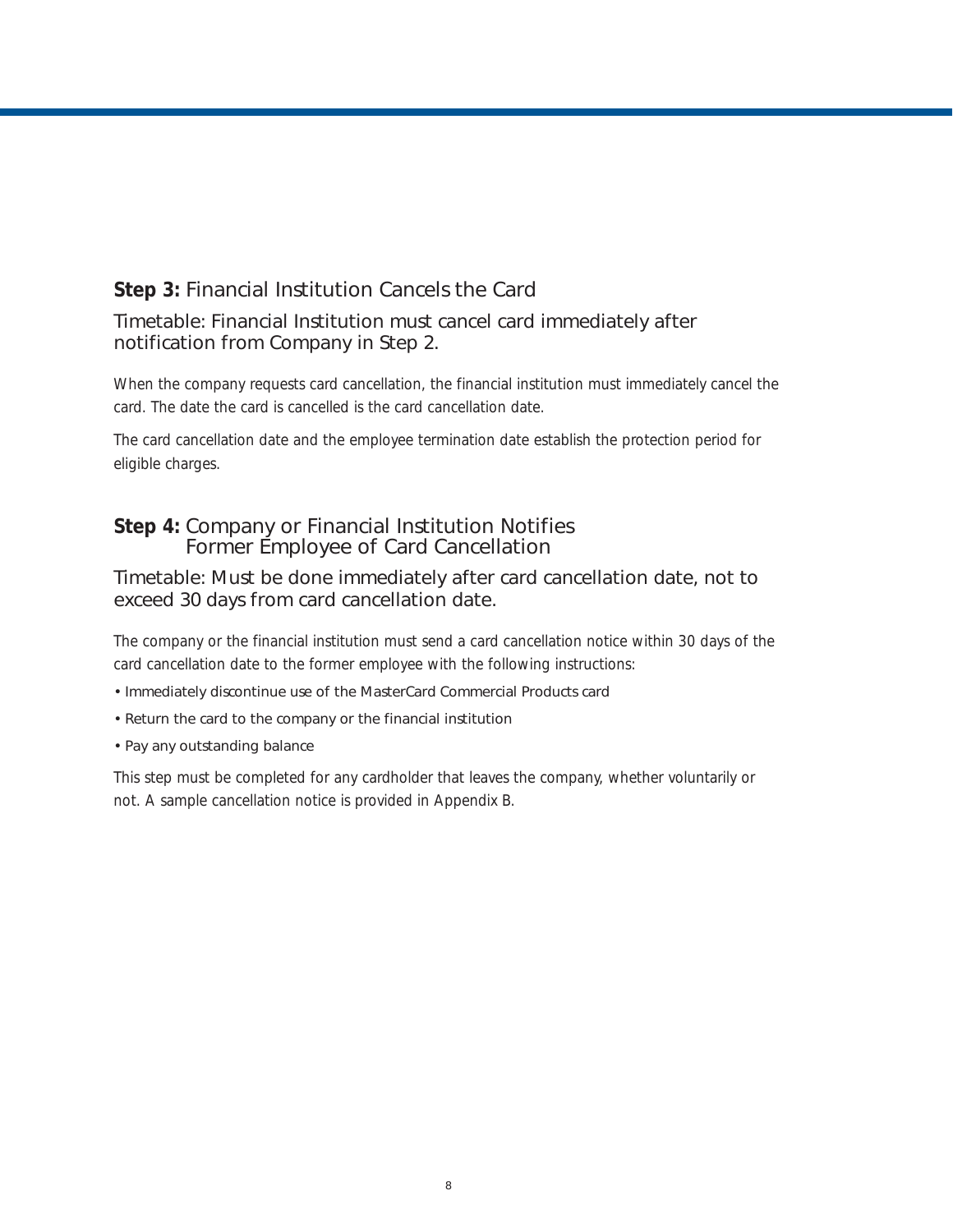## **Step 3:** Financial Institution Cancels the Card

### Timetable: Financial Institution must cancel card immediately after notification from Company in Step 2.

When the company requests card cancellation, the financial institution must immediately cancel the card. The date the card is cancelled is the card cancellation date.

The card cancellation date and the employee termination date establish the protection period for eligible charges.

## **Step 4:** Company or Financial Institution Notifies Former Employee of Card Cancellation

### Timetable: Must be done immediately after card cancellation date, not to exceed 30 days from card cancellation date.

The company or the financial institution must send a card cancellation notice within 30 days of the card cancellation date to the former employee with the following instructions:

- Immediately discontinue use of the MasterCard Commercial Products card
- Return the card to the company or the financial institution
- Pay any outstanding balance

This step must be completed for any cardholder that leaves the company, whether voluntarily or not. A sample cancellation notice is provided in Appendix B.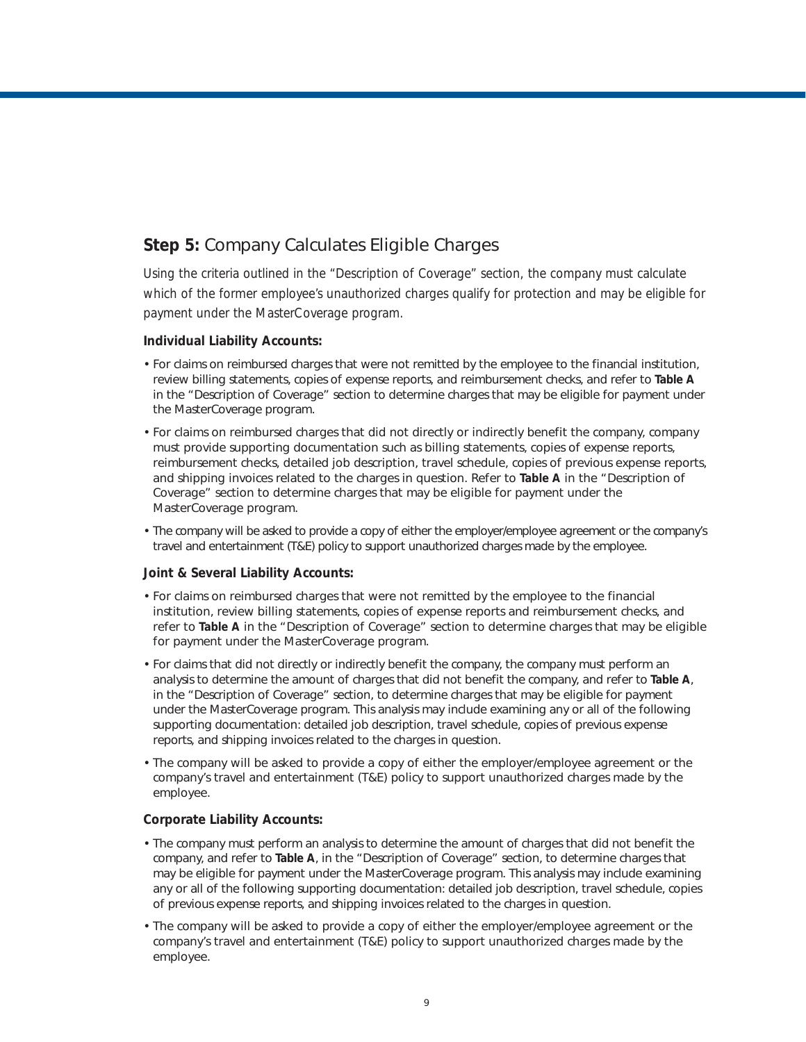## **Step 5:** Company Calculates Eligible Charges

*Using the criteria outlined in the "Description of Coverage" section, the company must calculate which of the former employee's unauthorized charges qualify for protection and may be eligible for payment under the MasterCoverage program.*

**Individual Liability Accounts:**

- For claims on reimbursed charges that were not remitted by the employee to the financial institution, review billing statements, copies of expense reports, and reimbursement checks, and refer to **Table A** in the "Description of Coverage" section to determine charges that may be eligible for payment under the MasterCoverage program.
- For claims on reimbursed charges that did not directly or indirectly benefit the company, company must provide supporting documentation such as billing statements, copies of expense reports, reimbursement checks, detailed job description, travel schedule, copies of previous expense reports, and shipping invoices related to the charges in question. Refer to **Table A** in the "Description of Coverage" section to determine charges that may be eligible for payment under the MasterCoverage program.
- The company will be asked to provide a copy of either the employer/employee agreement or the company's travel and entertainment (T&E) policy to support unauthorized charges made by the employee.

**Joint & Several Liability Accounts:**

- For claims on reimbursed charges that were not remitted by the employee to the financial institution, review billing statements, copies of expense reports and reimbursement checks, and refer to **Table A** in the "Description of Coverage" section to determine charges that may be eligible for payment under the MasterCoverage program.
- For claims that did not directly or indirectly benefit the company, the company must perform an analysis to determine the amount of charges that did not benefit the company, and refer to **Table A**, in the "Description of Coverage" section, to determine charges that may be eligible for payment under the MasterCoverage program. This analysis may include examining any or all of the following supporting documentation: detailed job description, travel schedule, copies of previous expense reports, and shipping invoices related to the charges in question.
- The company will be asked to provide a copy of either the employer/employee agreement or the company's travel and entertainment (T&E) policy to support unauthorized charges made by the employee.

**Corporate Liability Accounts:**

- The company must perform an analysis to determine the amount of charges that did not benefit the company, and refer to **Table A**, in the "Description of Coverage" section, to determine charges that may be eligible for payment under the MasterCoverage program. This analysis may include examining any or all of the following supporting documentation: detailed job description, travel schedule, copies of previous expense reports, and shipping invoices related to the charges in question.
- The company will be asked to provide a copy of either the employer/employee agreement or the company's travel and entertainment (T&E) policy to support unauthorized charges made by the employee.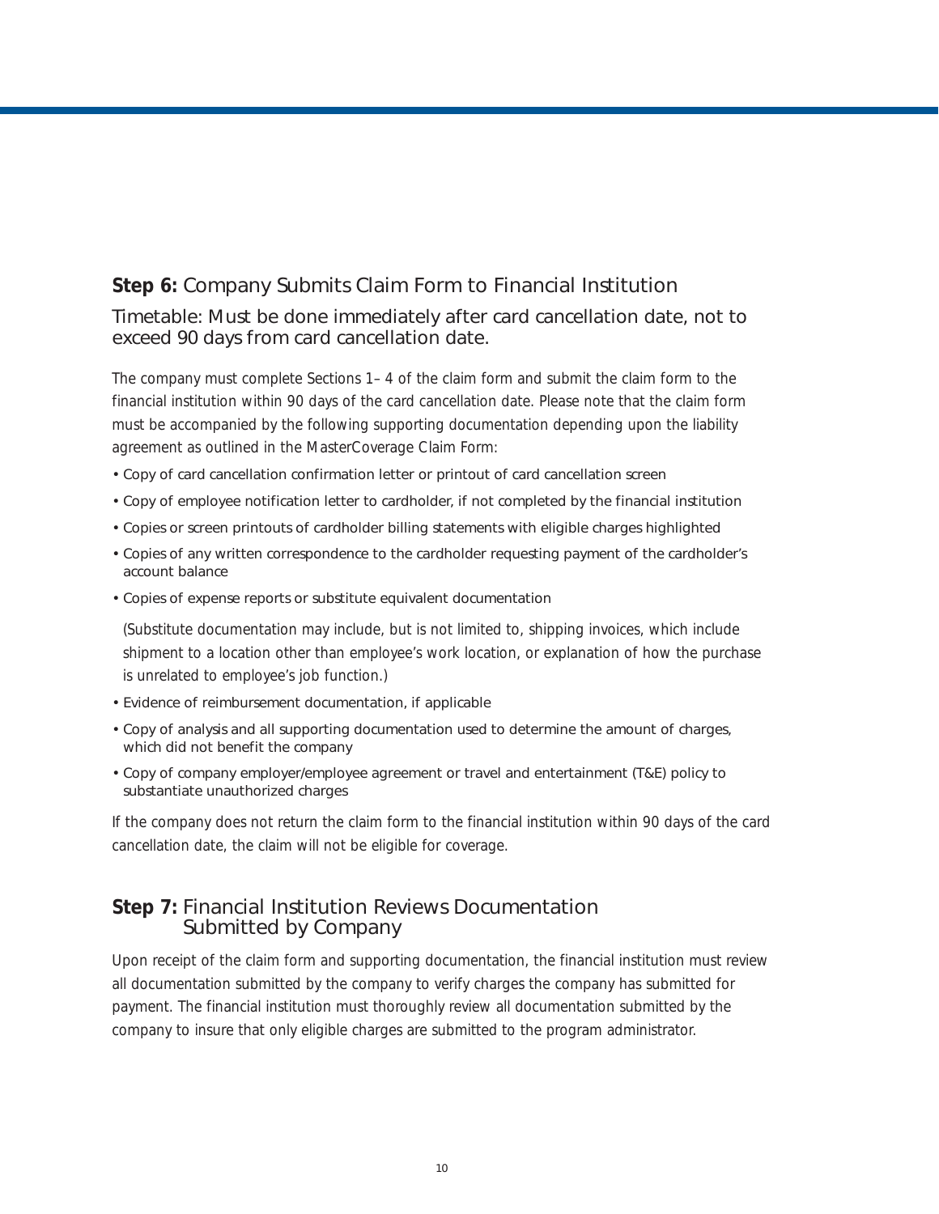## **Step 6:** Company Submits Claim Form to Financial Institution

### Timetable: Must be done immediately after card cancellation date, not to exceed 90 days from card cancellation date.

The company must complete Sections 1– 4 of the claim form and submit the claim form to the financial institution within 90 days of the card cancellation date. Please note that the claim form must be accompanied by the following supporting documentation depending upon the liability agreement as outlined in the MasterCoverage Claim Form:

- Copy of card cancellation confirmation letter or printout of card cancellation screen
- Copy of employee notification letter to cardholder, if not completed by the financial institution
- Copies or screen printouts of cardholder billing statements with eligible charges highlighted
- Copies of any written correspondence to the cardholder requesting payment of the cardholder's account balance
- Copies of expense reports or substitute equivalent documentation

  (Substitute documentation may include, but is not limited to, shipping invoices, which include shipment to a location other than employee's work location, or explanation of how the purchase is unrelated to employee's job function.)
- Evidence of reimbursement documentation, if applicable
- Copy of analysis and all supporting documentation used to determine the amount of charges, which did not benefit the company
- Copy of company employer/employee agreement or travel and entertainment (T&E) policy to substantiate unauthorized charges

If the company does not return the claim form to the financial institution within 90 days of the card cancellation date, the claim will not be eligible for coverage.

## **Step 7:** Financial Institution Reviews Documentation Submitted by Company

Upon receipt of the claim form and supporting documentation, the financial institution must review all documentation submitted by the company to verify charges the company has submitted for payment. The financial institution must thoroughly review all documentation submitted by the company to insure that only eligible charges are submitted to the program administrator.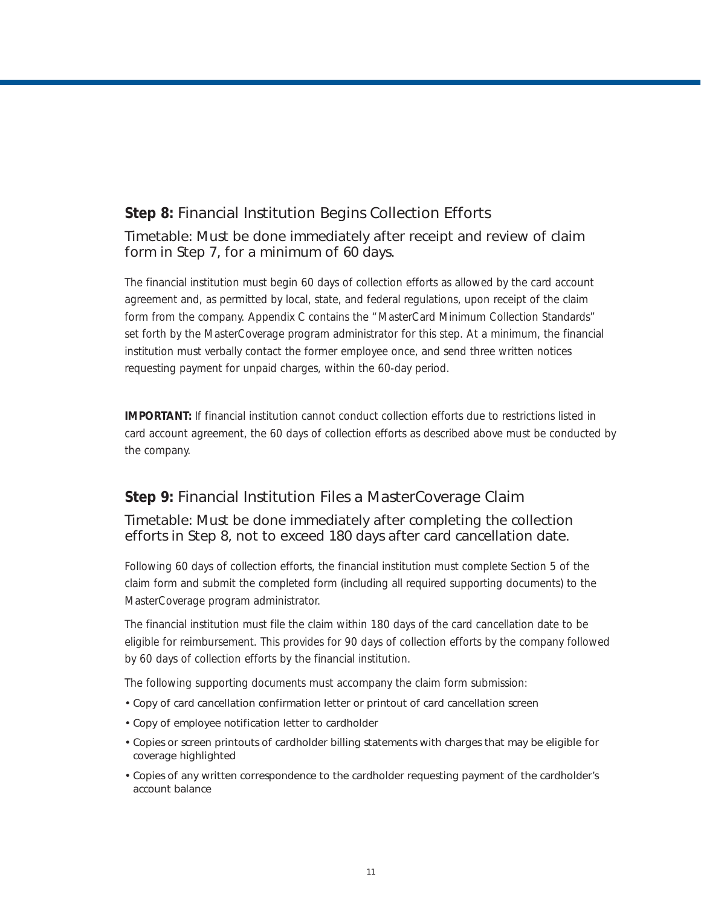## **Step 8:** Financial Institution Begins Collection Efforts

### Timetable: Must be done immediately after receipt and review of claim form in Step 7, for a minimum of 60 days.

The financial institution must begin 60 days of collection efforts as allowed by the card account agreement and, as permitted by local, state, and federal regulations, upon receipt of the claim form from the company. Appendix C contains the "MasterCard Minimum Collection Standards" set forth by the MasterCoverage program administrator for this step. At a minimum, the financial institution must verbally contact the former employee once, and send three written notices requesting payment for unpaid charges, within the 60-day period.

**IMPORTANT:** If financial institution cannot conduct collection efforts due to restrictions listed in card account agreement, the 60 days of collection efforts as described above must be conducted by the company.

## **Step 9:** Financial Institution Files a MasterCoverage Claim

### Timetable: Must be done immediately after completing the collection efforts in Step 8, not to exceed 180 days after card cancellation date.

Following 60 days of collection efforts, the financial institution must complete Section 5 of the claim form and submit the completed form (including all required supporting documents) to the MasterCoverage program administrator.

The financial institution must file the claim within 180 days of the card cancellation date to be eligible for reimbursement. This provides for 90 days of collection efforts by the company followed by 60 days of collection efforts by the financial institution.

The following supporting documents must accompany the claim form submission:

- Copy of card cancellation confirmation letter or printout of card cancellation screen
- Copy of employee notification letter to cardholder
- Copies or screen printouts of cardholder billing statements with charges that may be eligible for coverage highlighted
- Copies of any written correspondence to the cardholder requesting payment of the cardholder's account balance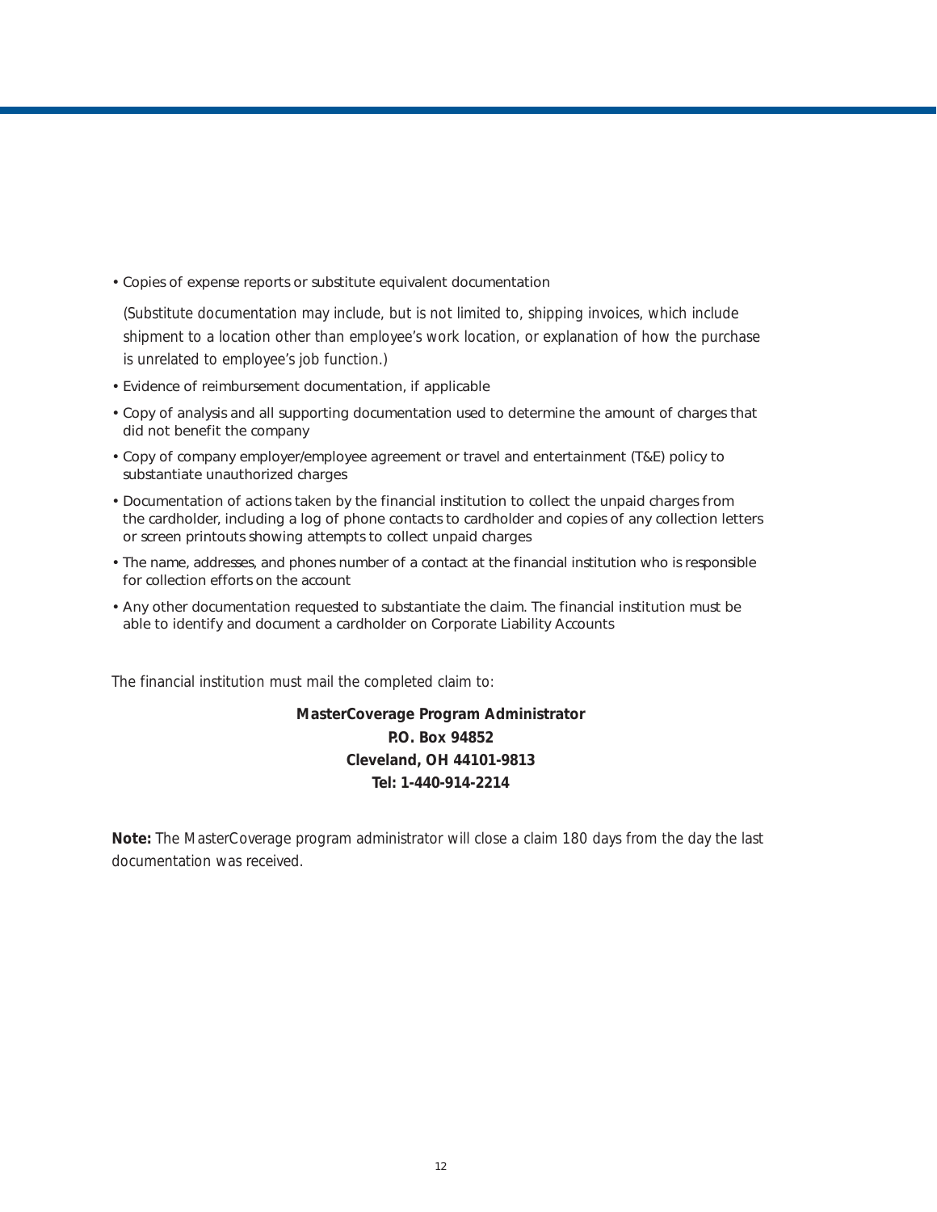- Copies of expense reports or substitute equivalent documentation

  *(Substitute documentation may include, but is not limited to, shipping invoices, which include shipment to a location other than employee's work location, or explanation of how the purchase is unrelated to employee's job function.)*

- Evidence of reimbursement documentation, if applicable
- Copy of analysis and all supporting documentation used to determine the amount of charges that did not benefit the company
- Copy of company employer/employee agreement or travel and entertainment (T&E) policy to substantiate unauthorized charges
- Documentation of actions taken by the financial institution to collect the unpaid charges from the cardholder, including a log of phone contacts to cardholder and copies of any collection letters or screen printouts showing attempts to collect unpaid charges
- The name, addresses, and phones number of a contact at the financial institution who is responsible for collection efforts on the account
- Any other documentation requested to substantiate the claim. The financial institution must be able to identify and document a cardholder on Corporate Liability Accounts

*The financial institution must mail the completed claim to:*

**MasterCoverage Program Administrator**
**P.O. Box 94852**
**Cleveland, OH 44101-9813**
**Tel: 1-440-914-2214**

**Note:** *The MasterCoverage program administrator will close a claim 180 days from the day the last documentation was received.*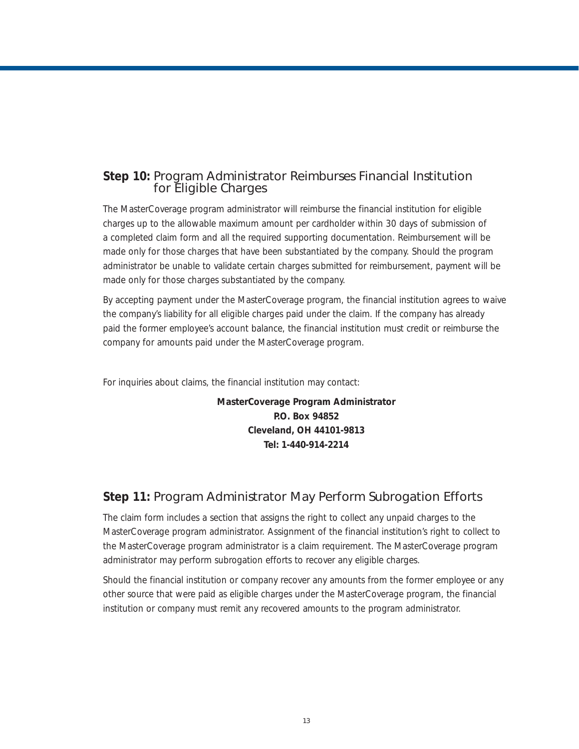## **Step 10:** Program Administrator Reimburses Financial Institution for Eligible Charges

The MasterCoverage program administrator will reimburse the financial institution for eligible charges up to the allowable maximum amount per cardholder within 30 days of submission of a completed claim form and all the required supporting documentation. Reimbursement will be made only for those charges that have been substantiated by the company. Should the program administrator be unable to validate certain charges submitted for reimbursement, payment will be made only for those charges substantiated by the company.

By accepting payment under the MasterCoverage program, the financial institution agrees to waive the company's liability for all eligible charges paid under the claim. If the company has already paid the former employee's account balance, the financial institution must credit or reimburse the company for amounts paid under the MasterCoverage program.

For inquiries about claims, the financial institution may contact:

**MasterCoverage Program Administrator**
**P.O. Box 94852**
**Cleveland, OH 44101-9813**
**Tel: 1-440-914-2214**

## **Step 11:** Program Administrator May Perform Subrogation Efforts

The claim form includes a section that assigns the right to collect any unpaid charges to the MasterCoverage program administrator. Assignment of the financial institution's right to collect to the MasterCoverage program administrator is a claim requirement. The MasterCoverage program administrator may perform subrogation efforts to recover any eligible charges.

Should the financial institution or company recover any amounts from the former employee or any other source that were paid as eligible charges under the MasterCoverage program, the financial institution or company must remit any recovered amounts to the program administrator.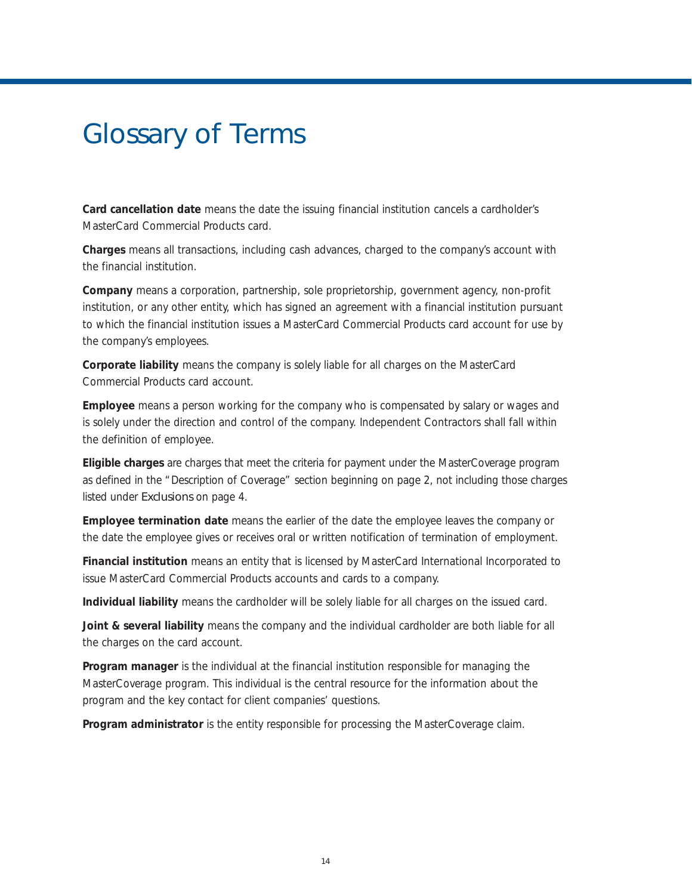# Glossary of Terms

**Card cancellation date** means the date the issuing financial institution cancels a cardholder's MasterCard Commercial Products card.

**Charges** means all transactions, including cash advances, charged to the company's account with the financial institution.

**Company** means a corporation, partnership, sole proprietorship, government agency, non-profit institution, or any other entity, which has signed an agreement with a financial institution pursuant to which the financial institution issues a MasterCard Commercial Products card account for use by the company's employees.

**Corporate liability** means the company is solely liable for all charges on the MasterCard Commercial Products card account.

**Employee** means a person working for the company who is compensated by salary or wages and is solely under the direction and control of the company. Independent Contractors shall fall within the definition of employee.

**Eligible charges** are charges that meet the criteria for payment under the MasterCoverage program as defined in the "Description of Coverage" section beginning on page 2, not including those charges listed under *Exclusions* on page 4.

**Employee termination date** means the earlier of the date the employee leaves the company or the date the employee gives or receives oral or written notification of termination of employment.

**Financial institution** means an entity that is licensed by MasterCard International Incorporated to issue MasterCard Commercial Products accounts and cards to a company.

**Individual liability** means the cardholder will be solely liable for all charges on the issued card.

**Joint & several liability** means the company and the individual cardholder are both liable for all the charges on the card account.

**Program manager** is the individual at the financial institution responsible for managing the MasterCoverage program. This individual is the central resource for the information about the program and the key contact for client companies' questions.

**Program administrator** is the entity responsible for processing the MasterCoverage claim.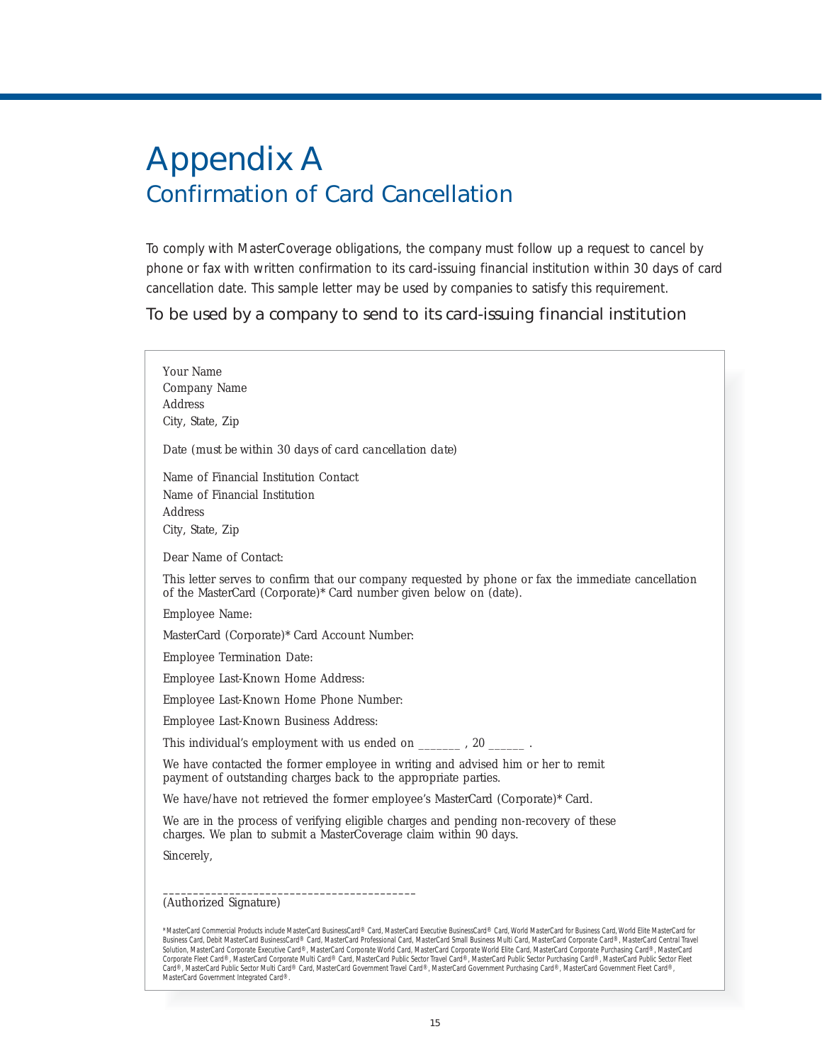# Appendix A

## Confirmation of Card Cancellation

To comply with MasterCoverage obligations, the company must follow up a request to cancel by phone or fax with written confirmation to its card-issuing financial institution within 30 days of card cancellation date. This sample letter may be used by companies to satisfy this requirement.

To be used by a company to send to its card-issuing financial institution

---

Your Name
Company Name
Address
City, State, Zip

Date (*must be within 30 days of card cancellation date*)

Name of Financial Institution Contact
Name of Financial Institution
Address
City, State, Zip

Dear Name of Contact:

This letter serves to confirm that our company requested by phone or fax the immediate cancellation of the MasterCard (Corporate)* Card number given below on (date).

Employee Name:

MasterCard (Corporate)* Card Account Number:

Employee Termination Date:

Employee Last-Known Home Address:

Employee Last-Known Home Phone Number:

Employee Last-Known Business Address:

This individual's employment with us ended on _______ , 20 ______ .

We have contacted the former employee in writing and advised him or her to remit payment of outstanding charges back to the appropriate parties.

We have/have not retrieved the former employee's MasterCard (Corporate)* Card.

We are in the process of verifying eligible charges and pending non-recovery of these charges. We plan to submit a MasterCoverage claim within 90 days.

Sincerely,

_________________________________________
(Authorized Signature)

*MasterCard Commercial Products include MasterCard BusinessCard® Card, MasterCard Executive BusinessCard® Card, World MasterCard for Business Card, World Elite MasterCard for Business Card, Debit MasterCard BusinessCard® Card, MasterCard Professional Card, MasterCard Small Business Multi Card, MasterCard Corporate Card®, MasterCard Central Travel Solution, MasterCard Corporate Executive Card®, MasterCard Corporate World Card, MasterCard Corporate World Elite Card, MasterCard Corporate Purchasing Card®, MasterCard Corporate Fleet Card®, MasterCard Corporate Multi Card® Card, MasterCard Public Sector Travel Card®, MasterCard Public Sector Purchasing Card®, MasterCard Public Sector Fleet Card®, MasterCard Public Sector Multi Card® Card, MasterCard Government Travel Card®, MasterCard Government Purchasing Card®, MasterCard Government Fleet Card®, MasterCard Government Integrated Card®.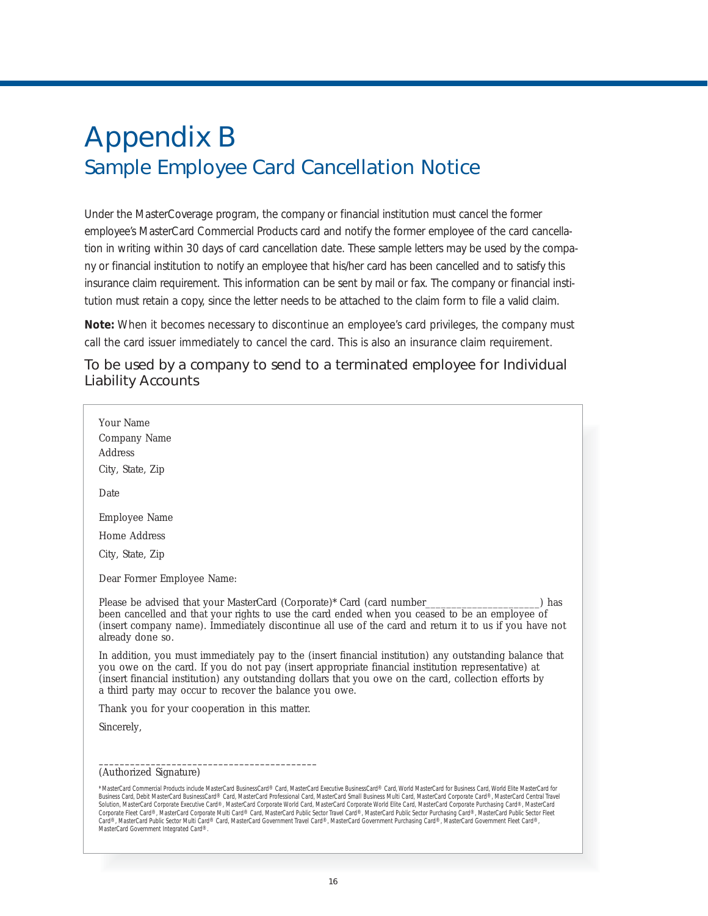# Appendix B

## Sample Employee Card Cancellation Notice

Under the MasterCoverage program, the company or financial institution must cancel the former employee's MasterCard Commercial Products card and notify the former employee of the card cancellation in writing within 30 days of card cancellation date. These sample letters may be used by the company or financial institution to notify an employee that his/her card has been cancelled and to satisfy this insurance claim requirement. This information can be sent by mail or fax. The company or financial institution must retain a copy, since the letter needs to be attached to the claim form to file a valid claim.

**Note:** When it becomes necessary to discontinue an employee's card privileges, the company must call the card issuer immediately to cancel the card. This is also an insurance claim requirement.

### To be used by a company to send to a terminated employee for Individual Liability Accounts

Your Name
Company Name
Address
City, State, Zip

Date

Employee Name

Home Address

City, State, Zip

Dear Former Employee Name:

Please be advised that your MasterCard (Corporate)* Card (card number____________________) has been cancelled and that your rights to use the card ended when you ceased to be an employee of (insert company name). Immediately discontinue all use of the card and return it to us if you have not already done so.

In addition, you must immediately pay to the (insert financial institution) any outstanding balance that you owe on the card. If you do not pay (insert appropriate financial institution representative) at (insert financial institution) any outstanding dollars that you owe on the card, collection efforts by a third party may occur to recover the balance you owe.

Thank you for your cooperation in this matter.

Sincerely,

_________________________________________
(Authorized Signature)

*MasterCard Commercial Products include MasterCard BusinessCard® Card, MasterCard Executive BusinessCard® Card, World MasterCard for Business Card, World Elite MasterCard for Business Card, Debit MasterCard BusinessCard® Card, MasterCard Professional Card, MasterCard Small Business Multi Card, MasterCard Corporate Card®, MasterCard Central Travel Solution, MasterCard Corporate Executive Card®, MasterCard Corporate World Card, MasterCard Corporate World Elite Card, MasterCard Corporate Purchasing Card®, MasterCard Corporate Fleet Card®, MasterCard Corporate Multi Card® Card, MasterCard Public Sector Travel Card®, MasterCard Public Sector Purchasing Card®, MasterCard Public Sector Fleet Card®, MasterCard Public Sector Multi Card® Card, MasterCard Government Travel Card®, MasterCard Government Purchasing Card®, MasterCard Government Fleet Card®, MasterCard Government Integrated Card®.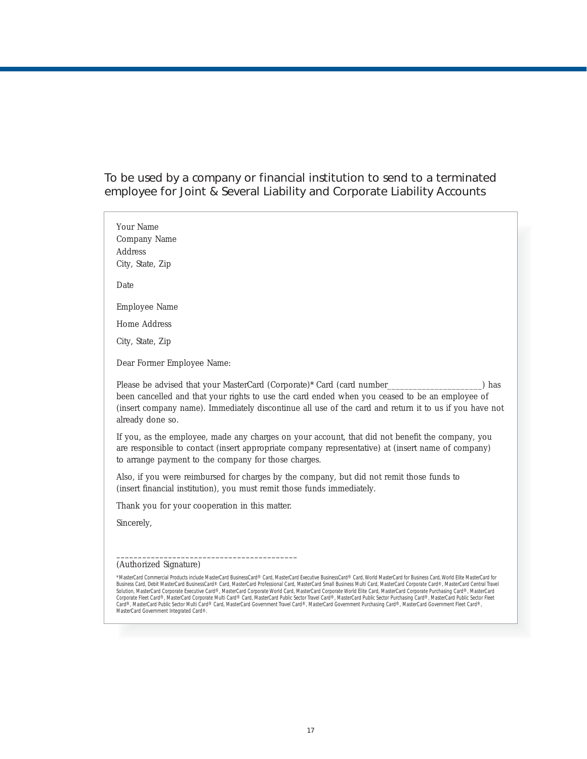To be used by a company or financial institution to send to a terminated employee for Joint & Several Liability and Corporate Liability Accounts

Your Name
Company Name
Address
City, State, Zip

Date

Employee Name

Home Address

City, State, Zip

Dear Former Employee Name:

Please be advised that your MasterCard (Corporate)* Card (card number____________________) has been cancelled and that your rights to use the card ended when you ceased to be an employee of (insert company name). Immediately discontinue all use of the card and return it to us if you have not already done so.

If you, as the employee, made any charges on your account, that did not benefit the company, you are responsible to contact (insert appropriate company representative) at (insert name of company) to arrange payment to the company for those charges.

Also, if you were reimbursed for charges by the company, but did not remit those funds to (insert financial institution), you must remit those funds immediately.

Thank you for your cooperation in this matter.

Sincerely,

_________________________________________
(Authorized Signature)

*MasterCard Commercial Products include MasterCard BusinessCard® Card, MasterCard Executive BusinessCard® Card, World MasterCard for Business Card, World Elite MasterCard for Business Card, Debit MasterCard BusinessCard® Card, MasterCard Professional Card, MasterCard Small Business Multi Card, MasterCard Corporate Card®, MasterCard Central Travel Solution, MasterCard Corporate Executive Card®, MasterCard Corporate World Card, MasterCard Corporate World Elite Card, MasterCard Corporate Purchasing Card®, MasterCard Corporate Fleet Card®, MasterCard Corporate Multi Card® Card, MasterCard Public Sector Travel Card®, MasterCard Public Sector Purchasing Card®, MasterCard Public Sector Fleet Card®, MasterCard Public Sector Multi Card® Card, MasterCard Government Travel Card®, MasterCard Government Purchasing Card®, MasterCard Government Fleet Card®, MasterCard Government Integrated Card®.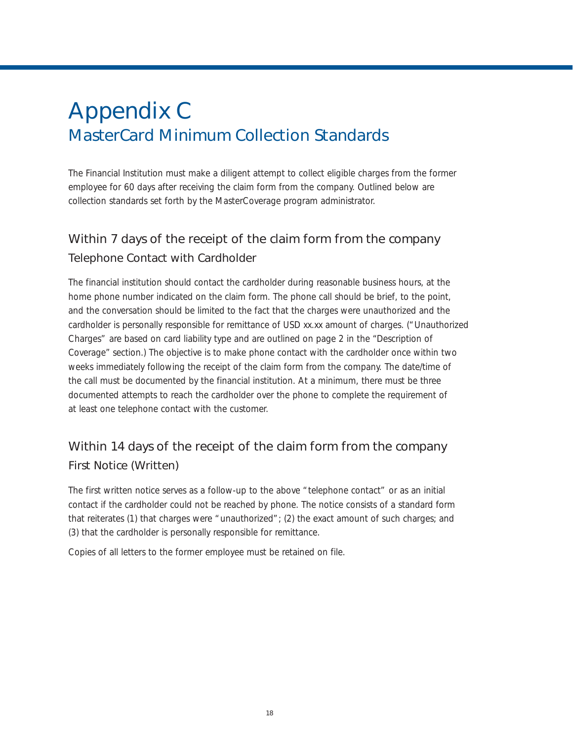# Appendix C

## MasterCard Minimum Collection Standards

The Financial Institution must make a diligent attempt to collect eligible charges from the former employee for 60 days after receiving the claim form from the company. Outlined below are collection standards set forth by the MasterCoverage program administrator.

### Within 7 days of the receipt of the claim form from the company

#### Telephone Contact with Cardholder

The financial institution should contact the cardholder during reasonable business hours, at the home phone number indicated on the claim form. The phone call should be brief, to the point, and the conversation should be limited to the fact that the charges were unauthorized and the cardholder is personally responsible for remittance of USD xx.xx amount of charges. ("Unauthorized Charges" are based on card liability type and are outlined on page 2 in the "Description of Coverage" section.) The objective is to make phone contact with the cardholder once within two weeks immediately following the receipt of the claim form from the company. The date/time of the call must be documented by the financial institution. At a minimum, there must be three documented attempts to reach the cardholder over the phone to complete the requirement of at least one telephone contact with the customer.

### Within 14 days of the receipt of the claim form from the company

#### First Notice (Written)

The first written notice serves as a follow-up to the above "telephone contact" or as an initial contact if the cardholder could not be reached by phone. The notice consists of a standard form that reiterates (1) that charges were "unauthorized"; (2) the exact amount of such charges; and (3) that the cardholder is personally responsible for remittance.

Copies of all letters to the former employee must be retained on file.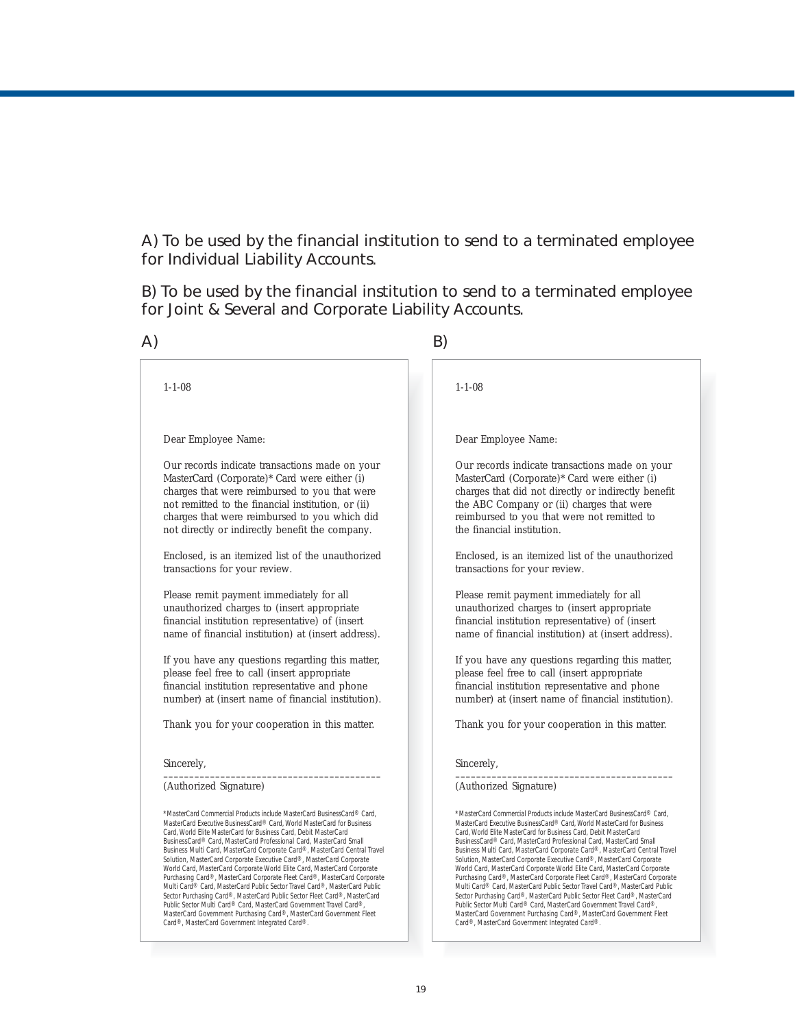A) To be used by the financial institution to send to a terminated employee for Individual Liability Accounts.

B) To be used by the financial institution to send to a terminated employee for Joint & Several and Corporate Liability Accounts.

A)

1-1-08

Dear Employee Name:

Our records indicate transactions made on your MasterCard (Corporate)* Card were either (i) charges that were reimbursed to you that were not remitted to the financial institution, or (ii) charges that were reimbursed to you which did not directly or indirectly benefit the company.

Enclosed, is an itemized list of the unauthorized transactions for your review.

Please remit payment immediately for all unauthorized charges to (insert appropriate financial institution representative) of (insert name of financial institution) at (insert address).

If you have any questions regarding this matter, please feel free to call (insert appropriate financial institution representative and phone number) at (insert name of financial institution).

Thank you for your cooperation in this matter.

Sincerely,

\_\_\_\_\_\_\_\_\_\_\_\_\_\_\_\_\_\_\_\_\_\_\_\_\_\_\_\_\_\_\_\_\_\_\_\_\_\_\_\_\_\_

(Authorized Signature)

*MasterCard Commercial Products include MasterCard BusinessCard® Card, MasterCard Executive BusinessCard® Card, World MasterCard for Business Card, World Elite MasterCard for Business Card, Debit MasterCard BusinessCard® Card, MasterCard Professional Card, MasterCard Small Business Multi Card, MasterCard Corporate Card®, MasterCard Central Travel Solution, MasterCard Corporate Executive Card®, MasterCard Corporate World Card, MasterCard Corporate World Elite Card, MasterCard Corporate Purchasing Card®, MasterCard Corporate Fleet Card®, MasterCard Corporate Multi Card® Card, MasterCard Public Sector Travel Card®, MasterCard Public Sector Purchasing Card®, MasterCard Public Sector Fleet Card®, MasterCard Public Sector Multi Card® Card, MasterCard Government Travel Card®, MasterCard Government Purchasing Card®, MasterCard Government Fleet Card®, MasterCard Government Integrated Card®.

B)

1-1-08

Dear Employee Name:

Our records indicate transactions made on your MasterCard (Corporate)* Card were either (i) charges that did not directly or indirectly benefit the ABC Company or (ii) charges that were reimbursed to you that were not remitted to the financial institution.

Enclosed, is an itemized list of the unauthorized transactions for your review.

Please remit payment immediately for all unauthorized charges to (insert appropriate financial institution representative) of (insert name of financial institution) at (insert address).

If you have any questions regarding this matter, please feel free to call (insert appropriate financial institution representative and phone number) at (insert name of financial institution).

Thank you for your cooperation in this matter.

Sincerely,

\_\_\_\_\_\_\_\_\_\_\_\_\_\_\_\_\_\_\_\_\_\_\_\_\_\_\_\_\_\_\_\_\_\_\_\_\_\_\_\_\_\_

(Authorized Signature)

*MasterCard Commercial Products include MasterCard BusinessCard® Card, MasterCard Executive BusinessCard® Card, World MasterCard for Business Card, World Elite MasterCard for Business Card, Debit MasterCard BusinessCard® Card, MasterCard Professional Card, MasterCard Small Business Multi Card, MasterCard Corporate Card®, MasterCard Central Travel Solution, MasterCard Corporate Executive Card®, MasterCard Corporate World Card, MasterCard Corporate World Elite Card, MasterCard Corporate Purchasing Card®, MasterCard Corporate Fleet Card®, MasterCard Corporate Multi Card® Card, MasterCard Public Sector Travel Card®, MasterCard Public Sector Purchasing Card®, MasterCard Public Sector Fleet Card®, MasterCard Public Sector Multi Card® Card, MasterCard Government Travel Card®, MasterCard Government Purchasing Card®, MasterCard Government Fleet Card®, MasterCard Government Integrated Card®.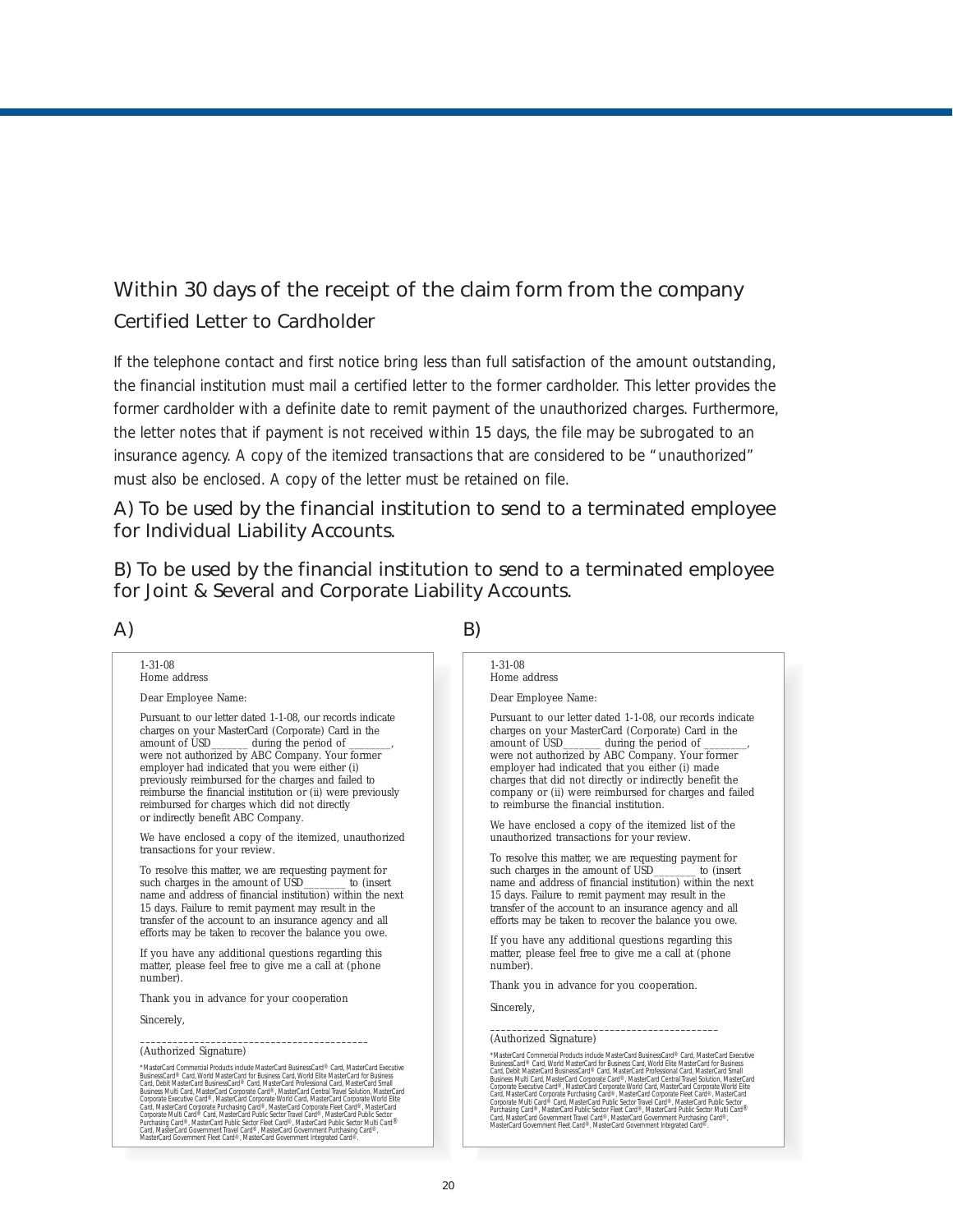## Within 30 days of the receipt of the claim form from the company

### Certified Letter to Cardholder

If the telephone contact and first notice bring less than full satisfaction of the amount outstanding, the financial institution must mail a certified letter to the former cardholder. This letter provides the former cardholder with a definite date to remit payment of the unauthorized charges. Furthermore, the letter notes that if payment is not received within 15 days, the file may be subrogated to an insurance agency. A copy of the itemized transactions that are considered to be "unauthorized" must also be enclosed. A copy of the letter must be retained on file.

A) To be used by the financial institution to send to a terminated employee for Individual Liability Accounts.

B) To be used by the financial institution to send to a terminated employee for Joint & Several and Corporate Liability Accounts.

A)

1-31-08
Home address

Dear Employee Name:

Pursuant to our letter dated 1-1-08, our records indicate charges on your MasterCard (Corporate) Card in the amount of USD_______ during the period of ________, were not authorized by ABC Company. Your former employer had indicated that you were either (i) previously reimbursed for the charges and failed to reimburse the financial institution or (ii) were previously reimbursed for charges which did not directly or indirectly benefit ABC Company.

We have enclosed a copy of the itemized, unauthorized transactions for your review.

To resolve this matter, we are requesting payment for such charges in the amount of USD________ to (insert name and address of financial institution) within the next 15 days. Failure to remit payment may result in the transfer of the account to an insurance agency and all efforts may be taken to recover the balance you owe.

If you have any additional questions regarding this matter, please feel free to give me a call at (phone number).

Thank you in advance for your cooperation

Sincerely,

_________________________________________
(Authorized Signature)

*MasterCard Commercial Products include MasterCard BusinessCard® Card, MasterCard Executive BusinessCard® Card, World MasterCard for Business Card, World Elite MasterCard for Business Card, Debit MasterCard BusinessCard® Card, MasterCard Professional Card, MasterCard Small Business Multi Card, MasterCard Corporate Card®, MasterCard Central Travel Solution, MasterCard Corporate Executive Card®, MasterCard Corporate World Card, MasterCard Corporate World Elite Card, MasterCard Corporate Purchasing Card®, MasterCard Corporate Fleet Card®, MasterCard Corporate Multi Card® Card, MasterCard Public Sector Travel Card®, MasterCard Public Sector Purchasing Card®, MasterCard Public Sector Fleet Card®, MasterCard Public Sector Multi Card® Card, MasterCard Government Travel Card®, MasterCard Government Purchasing Card®, MasterCard Government Fleet Card®, MasterCard Government Integrated Card®.

B)

1-31-08
Home address

Dear Employee Name:

Pursuant to our letter dated 1-1-08, our records indicate charges on your MasterCard (Corporate) Card in the amount of USD_______ during the period of ________, were not authorized by ABC Company. Your former employer had indicated that you either (i) made charges that did not directly or indirectly benefit the company or (ii) were reimbursed for charges and failed to reimburse the financial institution.

We have enclosed a copy of the itemized list of the unauthorized transactions for your review.

To resolve this matter, we are requesting payment for such charges in the amount of USD________ to (insert name and address of financial institution) within the next 15 days. Failure to remit payment may result in the transfer of the account to an insurance agency and all efforts may be taken to recover the balance you owe.

If you have any additional questions regarding this matter, please feel free to give me a call at (phone number).

Thank you in advance for you cooperation.

Sincerely,

_________________________________________
(Authorized Signature)

*MasterCard Commercial Products include MasterCard BusinessCard® Card, MasterCard Executive BusinessCard® Card, World MasterCard for Business Card, World Elite MasterCard for Business Card, Debit MasterCard BusinessCard® Card, MasterCard Professional Card, MasterCard Small Business Multi Card, MasterCard Corporate Card®, MasterCard Central Travel Solution, MasterCard Corporate Executive Card®, MasterCard Corporate World Card, MasterCard Corporate World Elite Card, MasterCard Corporate Purchasing Card®, MasterCard Corporate Fleet Card®, MasterCard Corporate Multi Card® Card, MasterCard Public Sector Travel Card®, MasterCard Public Sector Purchasing Card®, MasterCard Public Sector Fleet Card®, MasterCard Public Sector Multi Card® Card, MasterCard Government Travel Card®, MasterCard Government Purchasing Card®, MasterCard Government Fleet Card®, MasterCard Government Integrated Card®.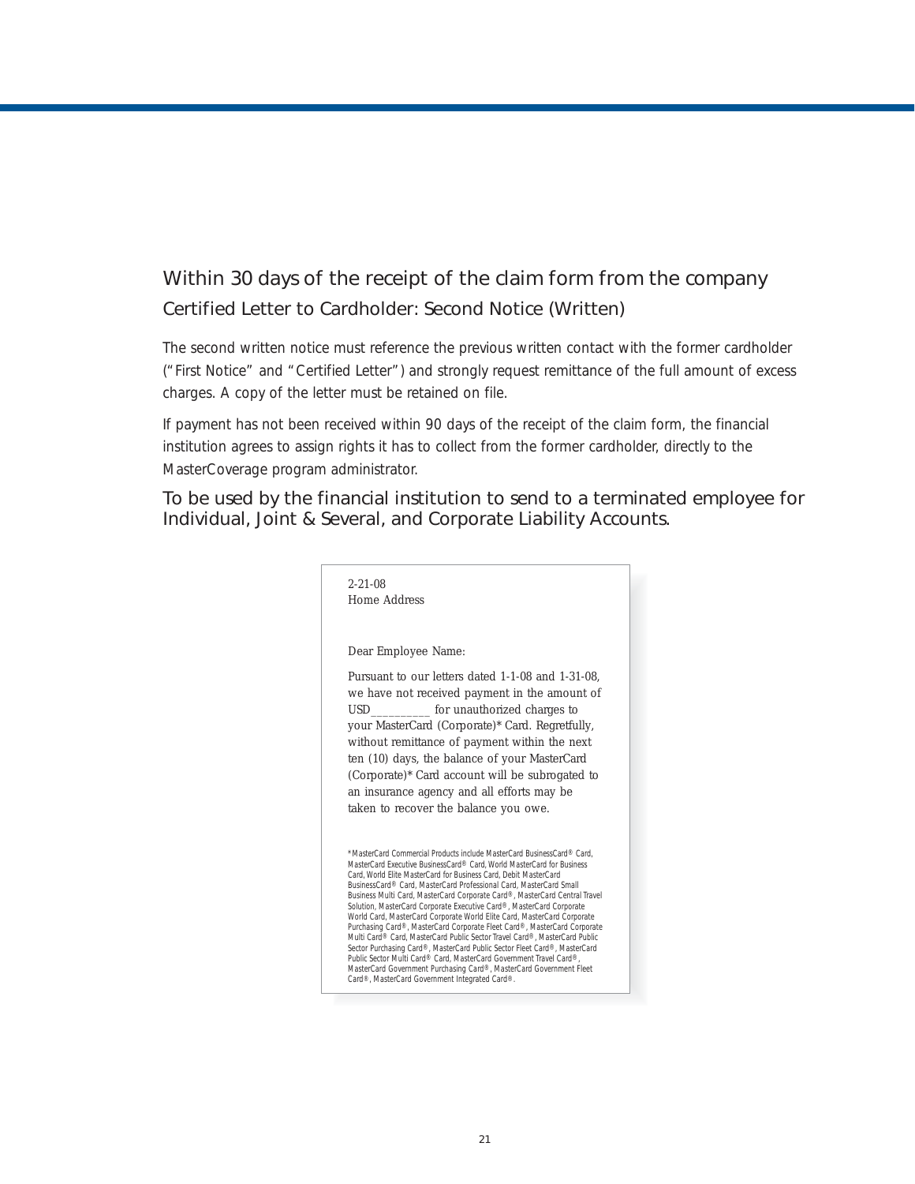## Within 30 days of the receipt of the claim form from the company

### Certified Letter to Cardholder: Second Notice (Written)

The second written notice must reference the previous written contact with the former cardholder ("First Notice" and "Certified Letter") and strongly request remittance of the full amount of excess charges. A copy of the letter must be retained on file.

If payment has not been received within 90 days of the receipt of the claim form, the financial institution agrees to assign rights it has to collect from the former cardholder, directly to the MasterCoverage program administrator.

### To be used by the financial institution to send to a terminated employee for Individual, Joint & Several, and Corporate Liability Accounts.

> 2-21-08
> Home Address
>
> Dear Employee Name:
>
> Pursuant to our letters dated 1-1-08 and 1-31-08, we have not received payment in the amount of USD_________ for unauthorized charges to your MasterCard (Corporate)* Card. Regretfully, without remittance of payment within the next ten (10) days, the balance of your MasterCard (Corporate)* Card account will be subrogated to an insurance agency and all efforts may be taken to recover the balance you owe.
>
> *MasterCard Commercial Products include MasterCard BusinessCard® Card, MasterCard Executive BusinessCard® Card, World MasterCard for Business Card, World Elite MasterCard for Business Card, Debit MasterCard BusinessCard® Card, MasterCard Professional Card, MasterCard Small Business Multi Card, MasterCard Corporate Card®, MasterCard Central Travel Solution, MasterCard Corporate Executive Card®, MasterCard Corporate World Card, MasterCard Corporate World Elite Card, MasterCard Corporate Purchasing Card®, MasterCard Corporate Fleet Card®, MasterCard Corporate Multi Card® Card, MasterCard Public Sector Travel Card®, MasterCard Public Sector Purchasing Card®, MasterCard Public Sector Fleet Card®, MasterCard Public Sector Multi Card® Card, MasterCard Government Travel Card®, MasterCard Government Purchasing Card®, MasterCard Government Fleet Card®, MasterCard Government Integrated Card®.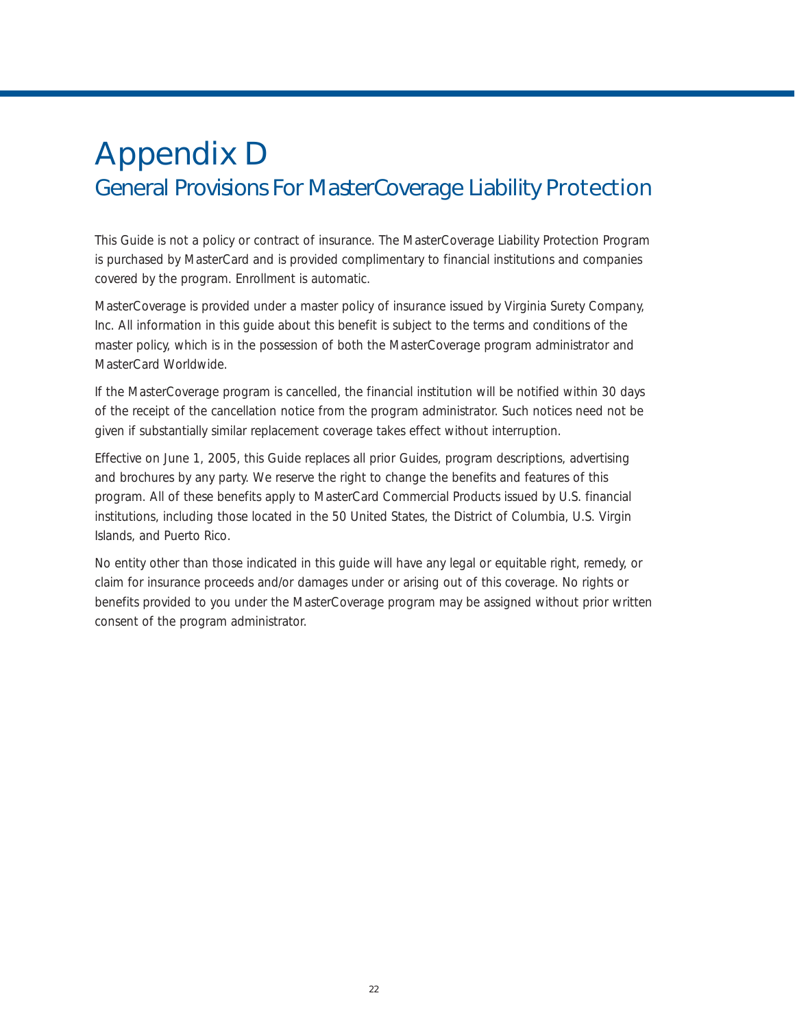# Appendix D

## General Provisions For MasterCoverage Liability Protection

This Guide is not a policy or contract of insurance. The MasterCoverage Liability Protection Program is purchased by MasterCard and is provided complimentary to financial institutions and companies covered by the program. Enrollment is automatic.

MasterCoverage is provided under a master policy of insurance issued by Virginia Surety Company, Inc. All information in this guide about this benefit is subject to the terms and conditions of the master policy, which is in the possession of both the MasterCoverage program administrator and MasterCard Worldwide.

If the MasterCoverage program is cancelled, the financial institution will be notified within 30 days of the receipt of the cancellation notice from the program administrator. Such notices need not be given if substantially similar replacement coverage takes effect without interruption.

Effective on June 1, 2005, this Guide replaces all prior Guides, program descriptions, advertising and brochures by any party. We reserve the right to change the benefits and features of this program. All of these benefits apply to MasterCard Commercial Products issued by U.S. financial institutions, including those located in the 50 United States, the District of Columbia, U.S. Virgin Islands, and Puerto Rico.

No entity other than those indicated in this guide will have any legal or equitable right, remedy, or claim for insurance proceeds and/or damages under or arising out of this coverage. No rights or benefits provided to you under the MasterCoverage program may be assigned without prior written consent of the program administrator.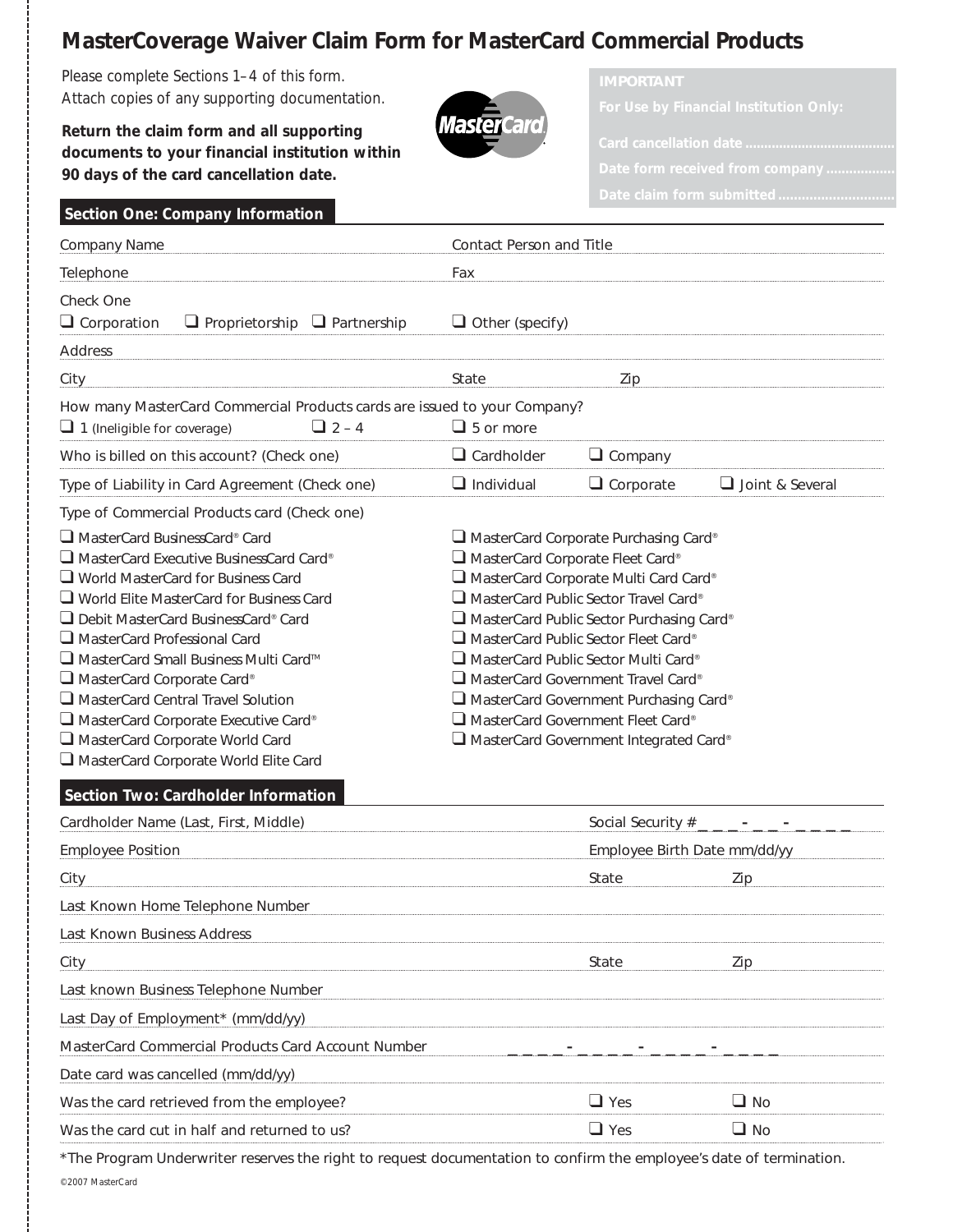# MasterCoverage Waiver Claim Form for MasterCard Commercial Products

Please complete Sections 1–4 of this form.
Attach copies of any supporting documentation.

**Return the claim form and all supporting documents to your financial institution within 90 days of the card cancellation date.**

**IMPORTANT**
**For Use by Financial Institution Only:**

Card cancellation date ........................................
Date form received from company ..................
Date claim form submitted ..............................

## Section One: Company Information

Company Name ____________ Contact Person and Title ____________

Telephone ____________ Fax ____________

Check One
❑ Corporation ❑ Proprietorship ❑ Partnership ❑ Other (specify) ____________

Address ____________

City ____________ State ____________ Zip ____________

How many MasterCard Commercial Products cards are issued to your Company?
❑ 1 (Ineligible for coverage) ❑ 2 – 4 ❑ 5 or more

Who is billed on this account? (Check one) ❑ Cardholder ❑ Company

Type of Liability in Card Agreement (Check one) ❑ Individual ❑ Corporate ❑ Joint & Several

Type of Commercial Products card (Check one)

- ❑ MasterCard BusinessCard® Card
- ❑ MasterCard Executive BusinessCard Card®
- ❑ World MasterCard for Business Card
- ❑ World Elite MasterCard for Business Card
- ❑ Debit MasterCard BusinessCard® Card
- ❑ MasterCard Professional Card
- ❑ MasterCard Small Business Multi Card™
- ❑ MasterCard Corporate Card®
- ❑ MasterCard Central Travel Solution
- ❑ MasterCard Corporate Executive Card®
- ❑ MasterCard Corporate World Card
- ❑ MasterCard Corporate World Elite Card
- ❑ MasterCard Corporate Purchasing Card®
- ❑ MasterCard Corporate Fleet Card®
- ❑ MasterCard Corporate Multi Card Card®
- ❑ MasterCard Public Sector Travel Card®
- ❑ MasterCard Public Sector Purchasing Card®
- ❑ MasterCard Public Sector Fleet Card®
- ❑ MasterCard Public Sector Multi Card®
- ❑ MasterCard Government Travel Card®
- ❑ MasterCard Government Purchasing Card®
- ❑ MasterCard Government Fleet Card®
- ❑ MasterCard Government Integrated Card®

## Section Two: Cardholder Information

Cardholder Name (Last, First, Middle) ____________ Social Security # _ _ _ - _ _ - _ _ _ _

Employee Position ____________ Employee Birth Date mm/dd/yy ____________

City ____________ State ____________ Zip ____________

Last Known Home Telephone Number ____________

Last Known Business Address ____________

City ____________ State ____________ Zip ____________

Last known Business Telephone Number ____________

Last Day of Employment* (mm/dd/yy) ____________

MasterCard Commercial Products Card Account Number _ _ _ _ - _ _ _ _ - _ _ _ _ - _ _ _ _

Date card was cancelled (mm/dd/yy) ____________

Was the card retrieved from the employee? ❑ Yes ❑ No

Was the card cut in half and returned to us? ❑ Yes ❑ No

*The Program Underwriter reserves the right to request documentation to confirm the employee's date of termination.

©2007 MasterCard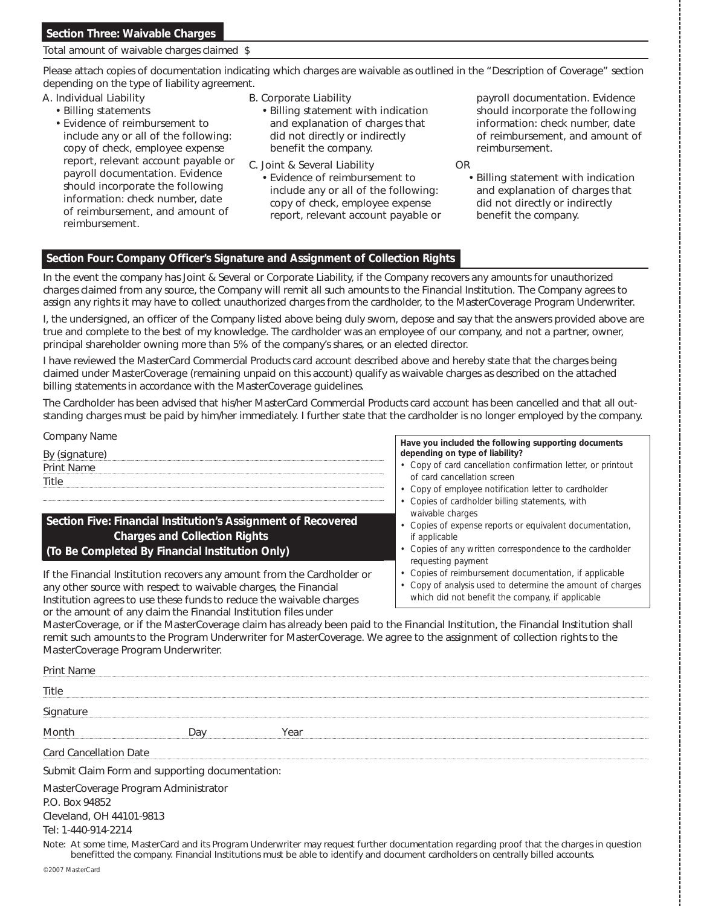## Section Three: Waivable Charges

Total amount of waivable charges claimed $

Please attach copies of documentation indicating which charges are waivable as outlined in the "Description of Coverage" section depending on the type of liability agreement.

A. Individual Liability
- Billing statements
- Evidence of reimbursement to include any or all of the following: copy of check, employee expense report, relevant account payable or payroll documentation. Evidence should incorporate the following information: check number, date of reimbursement, and amount of reimbursement.

B. Corporate Liability
- Billing statement with indication and explanation of charges that did not directly or indirectly benefit the company.

C. Joint & Several Liability
- Evidence of reimbursement to include any or all of the following: copy of check, employee expense report, relevant account payable or payroll documentation. Evidence should incorporate the following information: check number, date of reimbursement, and amount of reimbursement.

OR

- Billing statement with indication and explanation of charges that did not directly or indirectly benefit the company.

## Section Four: Company Officer's Signature and Assignment of Collection Rights

In the event the company has Joint & Several or Corporate Liability, if the Company recovers any amounts for unauthorized charges claimed from any source, the Company will remit all such amounts to the Financial Institution. The Company agrees to assign any rights it may have to collect unauthorized charges from the cardholder, to the MasterCoverage Program Underwriter.

I, the undersigned, an officer of the Company listed above being duly sworn, depose and say that the answers provided above are true and complete to the best of my knowledge. The cardholder was an employee of our company, and not a partner, owner, principal shareholder owning more than 5% of the company's shares, or an elected director.

I have reviewed the MasterCard Commercial Products card account described above and hereby state that the charges being claimed under MasterCoverage (remaining unpaid on this account) qualify as waivable charges as described on the attached billing statements in accordance with the MasterCoverage guidelines.

The Cardholder has been advised that his/her MasterCard Commercial Products card account has been cancelled and that all outstanding charges must be paid by him/her immediately. I further state that the cardholder is no longer employed by the company.

Company Name

By (signature)

Print Name

Title

**Have you included the following supporting documents depending on type of liability?**
- Copy of card cancellation confirmation letter, or printout of card cancellation screen
- Copy of employee notification letter to cardholder
- Copies of cardholder billing statements, with waivable charges
- Copies of expense reports or equivalent documentation, if applicable
- Copies of any written correspondence to the cardholder requesting payment
- Copies of reimbursement documentation, if applicable
- Copy of analysis used to determine the amount of charges which did not benefit the company, if applicable

## Section Five: Financial Institution's Assignment of Recovered Charges and Collection Rights (To Be Completed By Financial Institution Only)

If the Financial Institution recovers any amount from the Cardholder or any other source with respect to waivable charges, the Financial Institution agrees to use these funds to reduce the waivable charges or the amount of any claim the Financial Institution files under MasterCoverage, or if the MasterCoverage claim has already been paid to the Financial Institution, the Financial Institution shall remit such amounts to the Program Underwriter for MasterCoverage. We agree to the assignment of collection rights to the MasterCoverage Program Underwriter.

Print Name

Title

Signature

Month Day Year

Card Cancellation Date

Submit Claim Form and supporting documentation:

MasterCoverage Program Administrator
P.O. Box 94852
Cleveland, OH 44101-9813
Tel: 1-440-914-2214

Note: At some time, MasterCard and its Program Underwriter may request further documentation regarding proof that the charges in question benefitted the company. Financial Institutions must be able to identify and document cardholders on centrally billed accounts.

©2007 MasterCard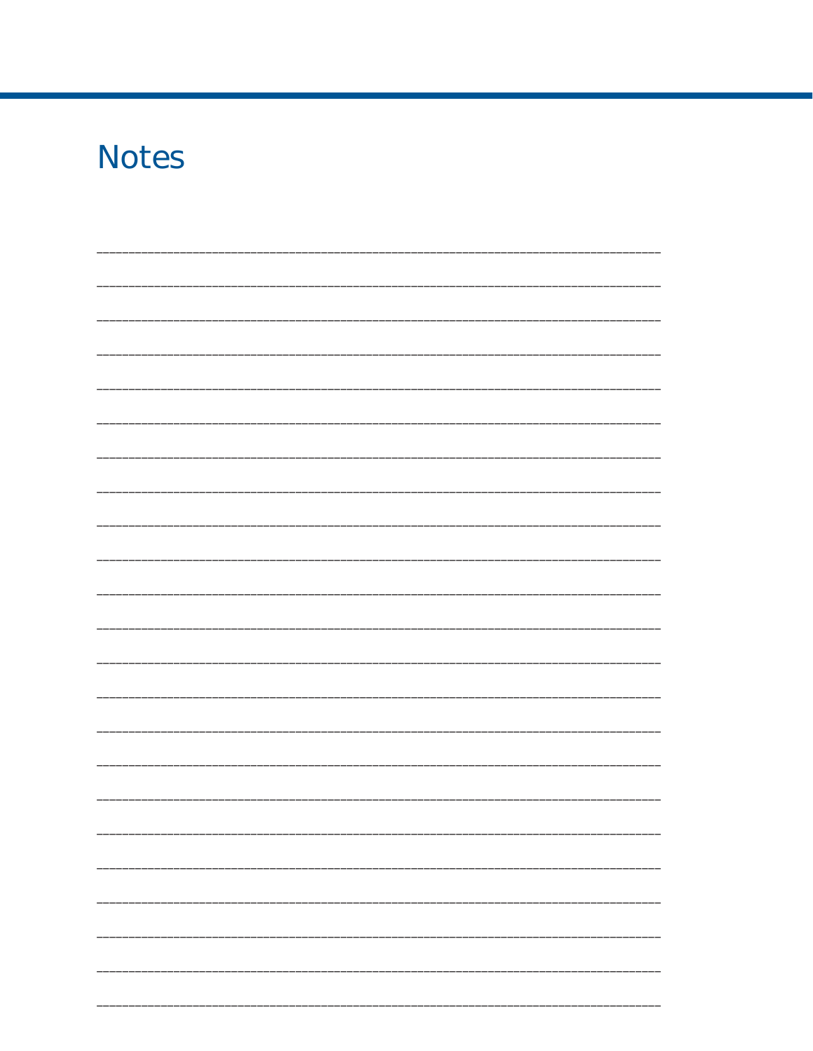# Notes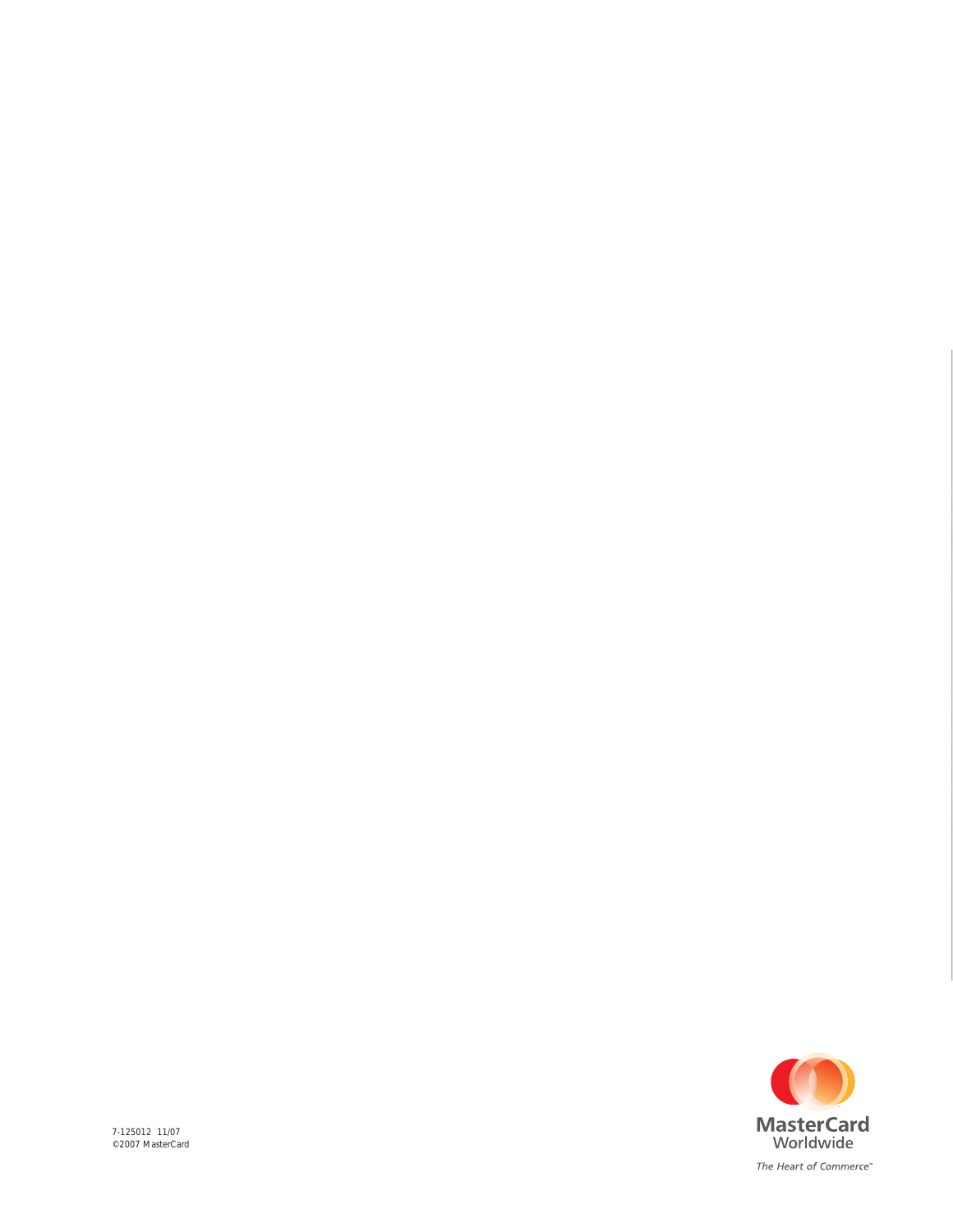7-125012 11/07
©2007 MasterCard

MasterCard
Worldwide

*The Heart of Commerce*